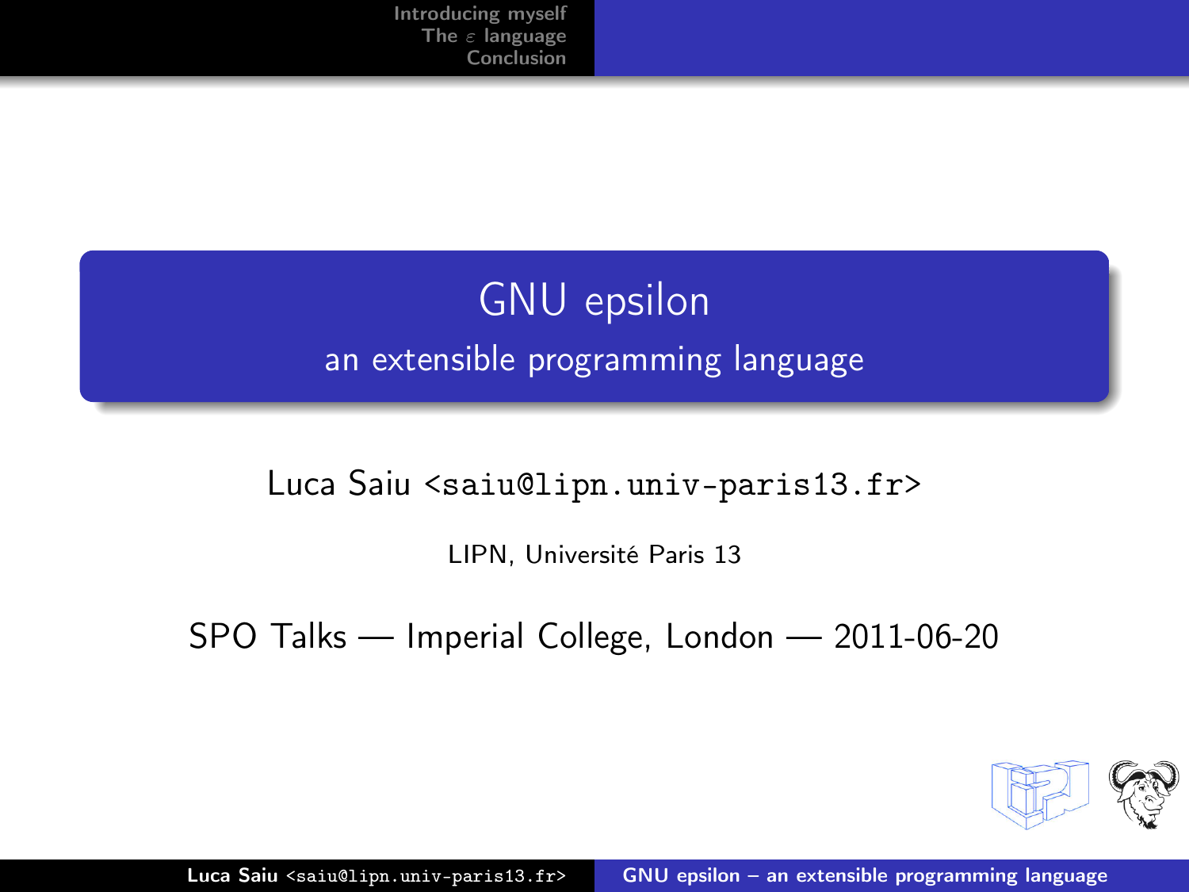# GNU epsilon

## an extensible programming language

Luca Saiu <saiu@lipn.univ-paris13.fr>

LIPN, Université Paris 13

SPO Talks — Imperial College, London — 2011-06-20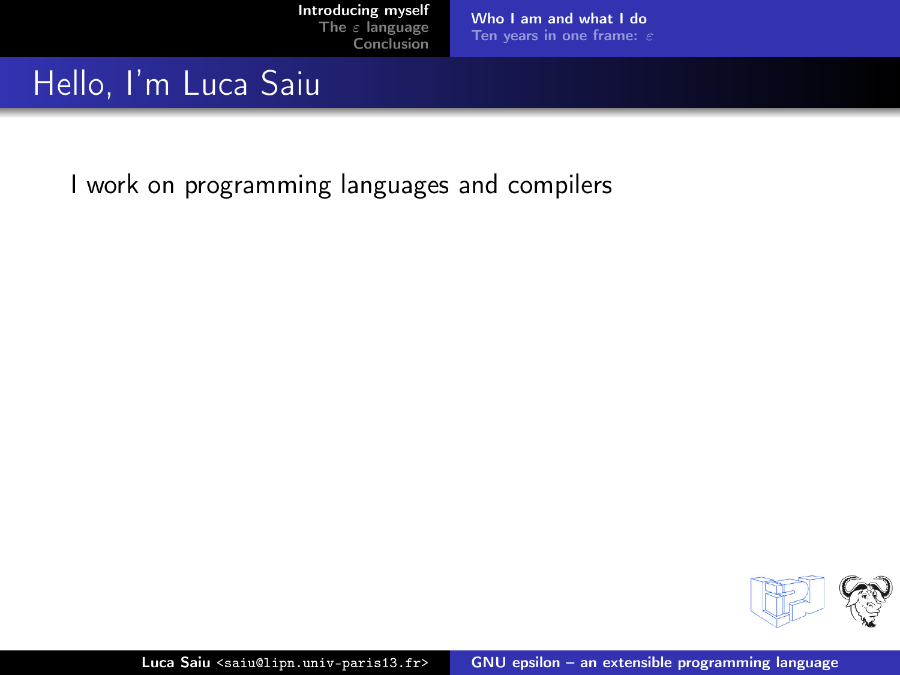# Hello, I'm Luca Saiu

I work on programming languages and compilers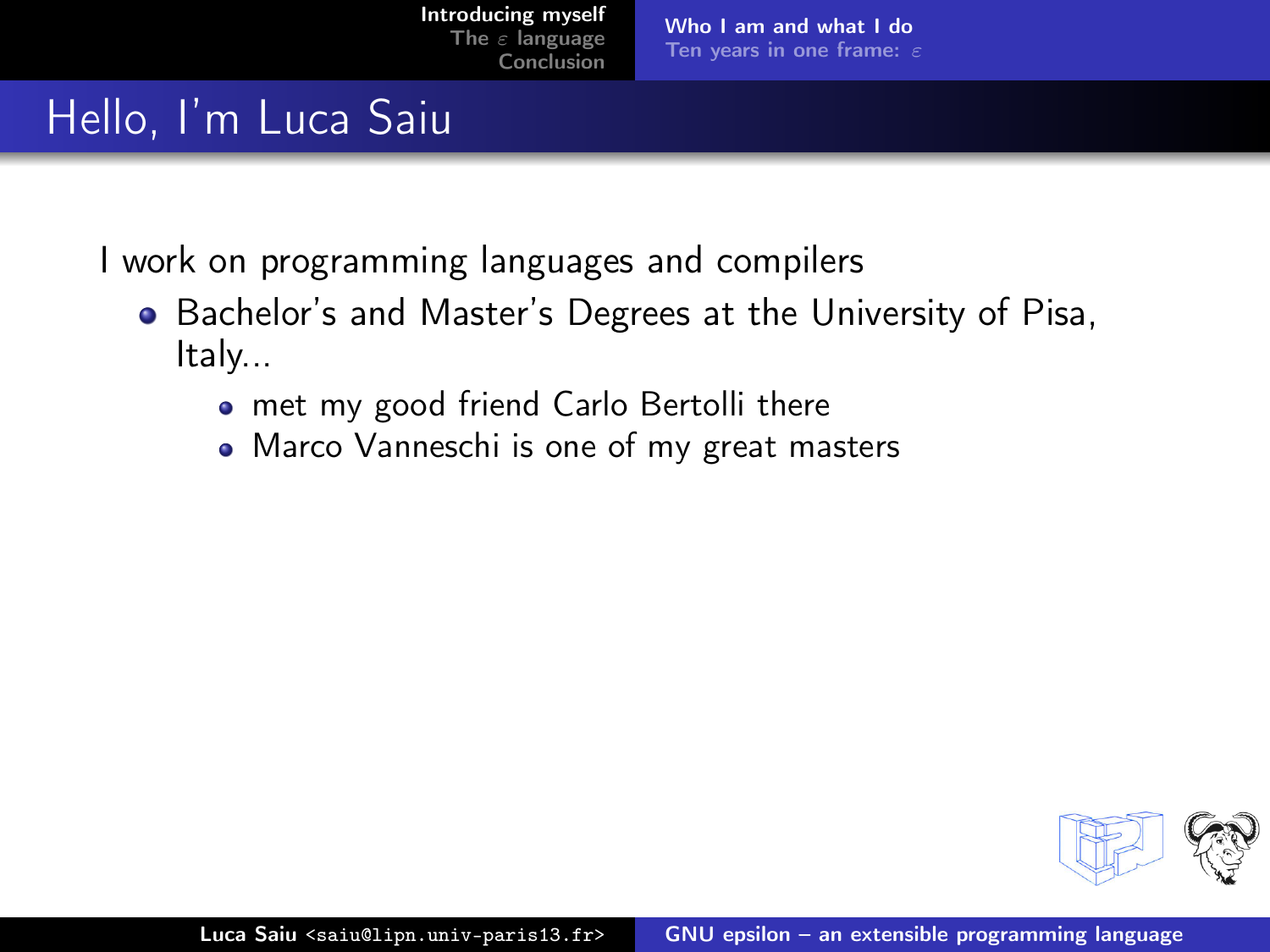# Hello, I'm Luca Saiu

I work on programming languages and compilers

- Bachelor's and Master's Degrees at the University of Pisa, Italy...
  - met my good friend Carlo Bertolli there
  - Marco Vanneschi is one of my great masters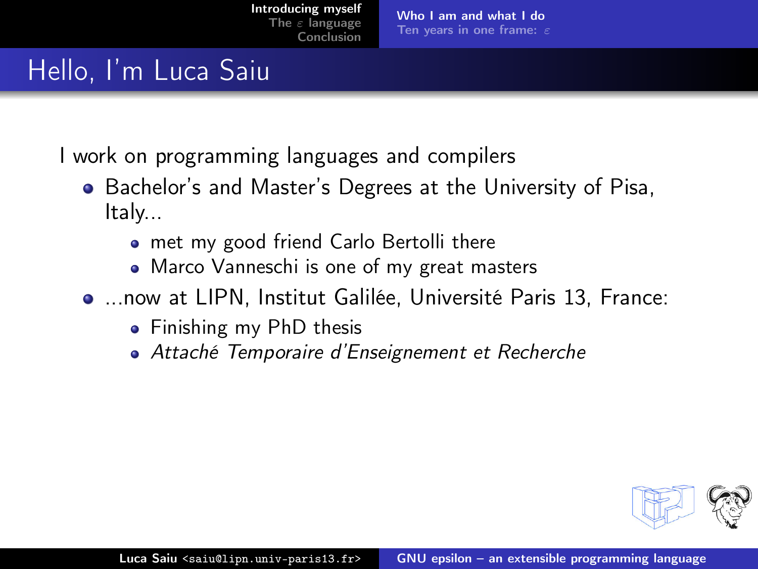# Hello, I'm Luca Saiu

I work on programming languages and compilers

- Bachelor's and Master's Degrees at the University of Pisa, Italy...
  - met my good friend Carlo Bertolli there
  - Marco Vanneschi is one of my great masters
- ...now at LIPN, Institut Galilée, Université Paris 13, France:
  - Finishing my PhD thesis
  - *Attaché Temporaire d'Enseignement et Recherche*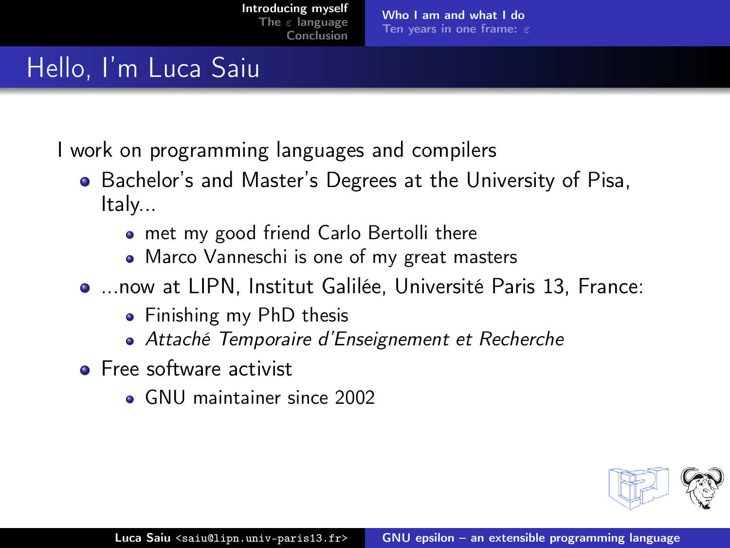# Hello, I'm Luca Saiu

I work on programming languages and compilers

- Bachelor's and Master's Degrees at the University of Pisa, Italy...
  - met my good friend Carlo Bertolli there
  - Marco Vanneschi is one of my great masters
- ...now at LIPN, Institut Galilée, Université Paris 13, France:
  - Finishing my PhD thesis
  - *Attaché Temporaire d'Enseignement et Recherche*
- Free software activist
  - GNU maintainer since 2002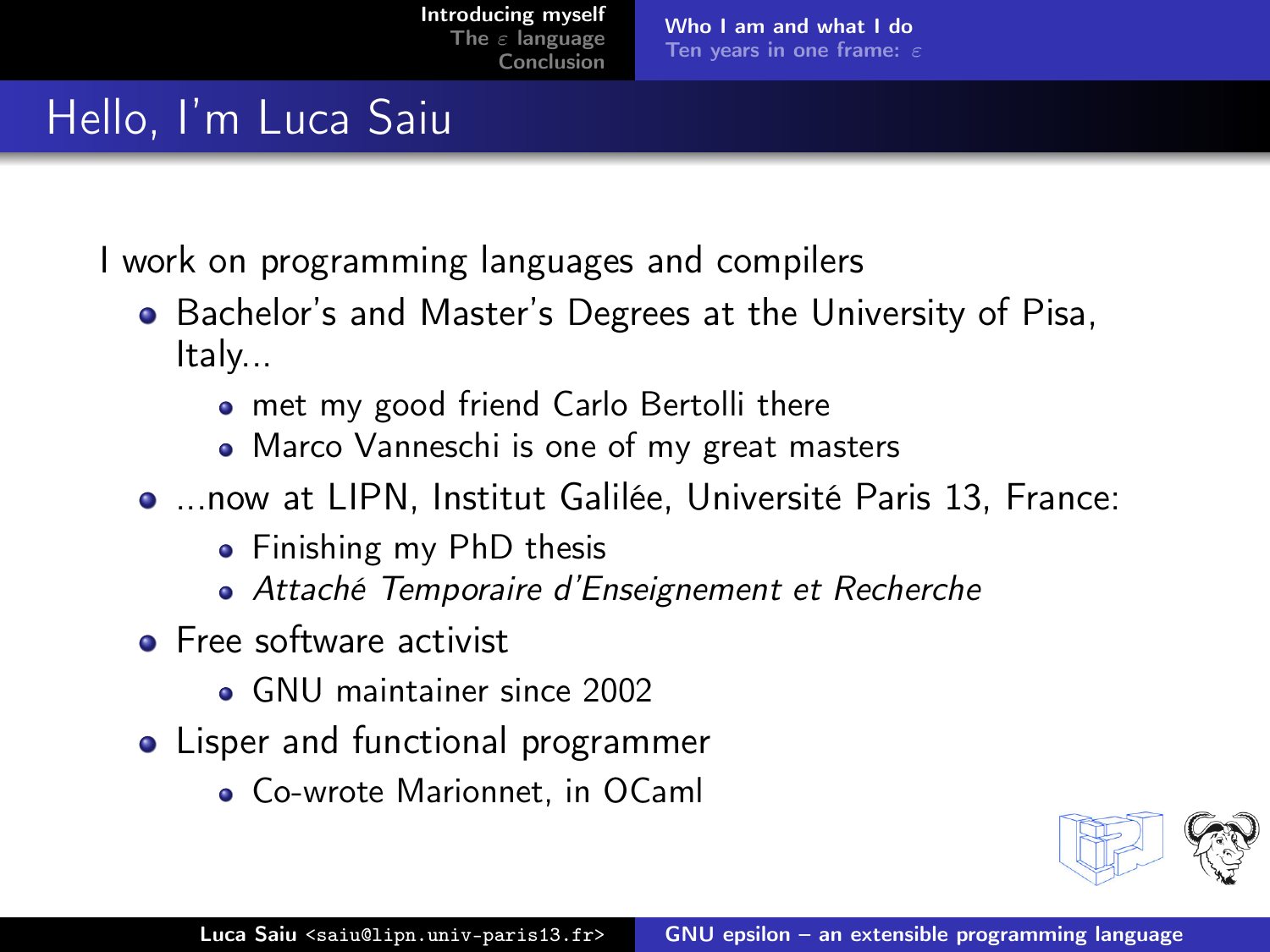# Hello, I'm Luca Saiu

I work on programming languages and compilers

- Bachelor's and Master's Degrees at the University of Pisa, Italy...
  - met my good friend Carlo Bertolli there
  - Marco Vanneschi is one of my great masters
- ...now at LIPN, Institut Galilée, Université Paris 13, France:
  - Finishing my PhD thesis
  - *Attaché Temporaire d'Enseignement et Recherche*
- Free software activist
  - GNU maintainer since 2002
- Lisper and functional programmer
  - Co-wrote Marionnet, in OCaml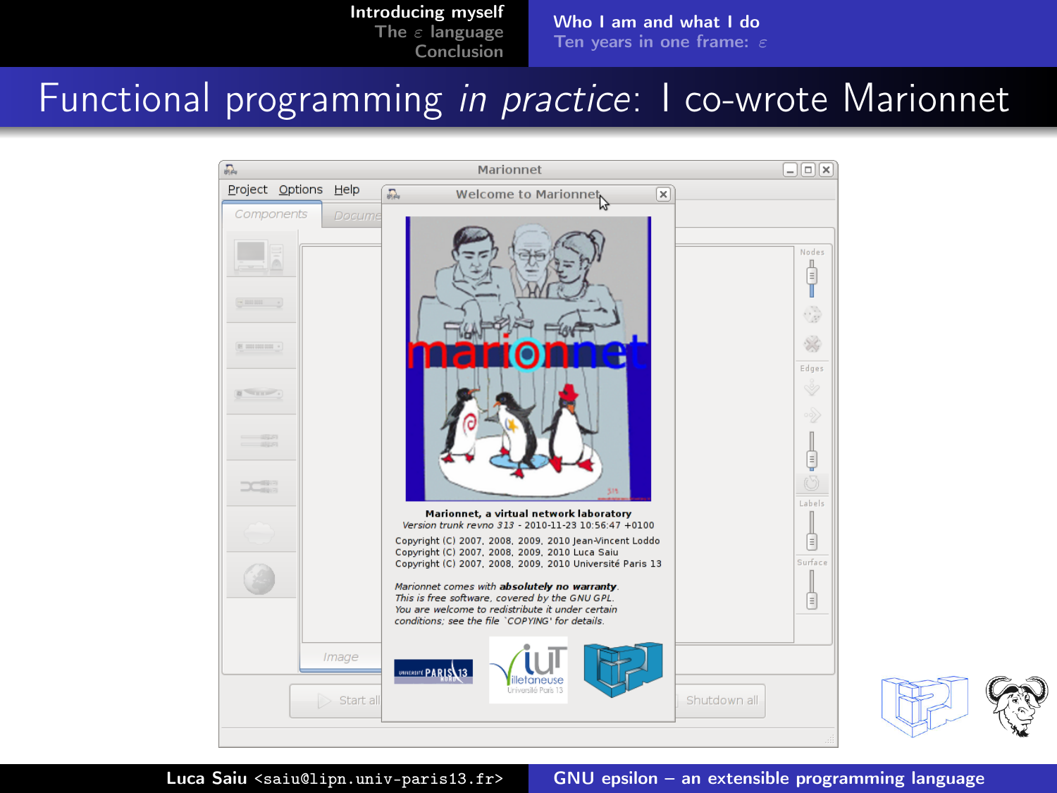# Functional programming *in practice*: I co-wrote Marionnet

**Marionnet, a virtual network laboratory**
*Version trunk revno 313 - 2010-11-23 10:56:47 +0100*

Copyright (C) 2007, 2008, 2009, 2010 Jean-Vincent Loddo
Copyright (C) 2007, 2008, 2009, 2010 Luca Saiu
Copyright (C) 2007, 2008, 2009, 2010 Université Paris 13

*Marionnet comes with **absolutely no warranty**. This is free software, covered by the GNU GPL. You are welcome to redistribute it under certain conditions; see the file `COPYING' for details.*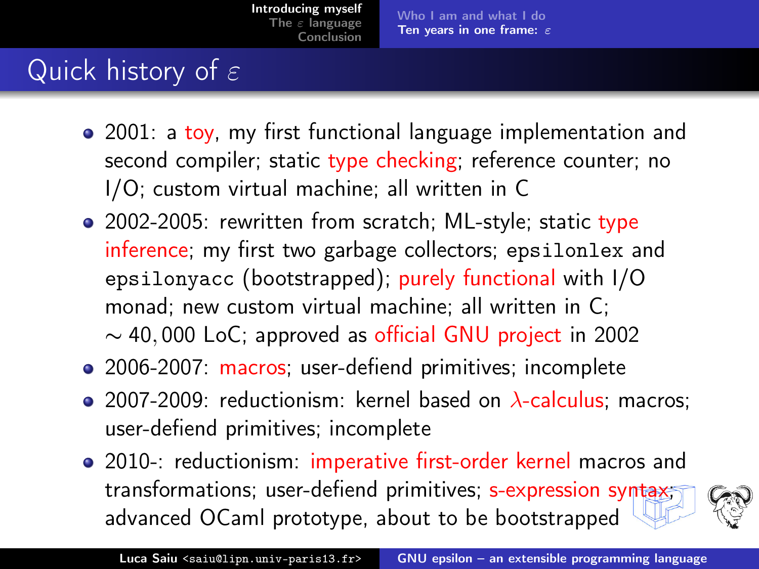# Quick history of $\varepsilon$

- 2001: a toy, my first functional language implementation and second compiler; static type checking; reference counter; no I/O; custom virtual machine; all written in C
- 2002-2005: rewritten from scratch; ML-style; static type inference; my first two garbage collectors; `epsilonlex` and `epsilonyacc` (bootstrapped); purely functional with I/O monad; new custom virtual machine; all written in C; $\sim 40,000$ LoC; approved as official GNU project in 2002
- 2006-2007: macros; user-defiend primitives; incomplete
- 2007-2009: reductionism: kernel based on $\lambda$-calculus; macros; user-defiend primitives; incomplete
- 2010-: reductionism: imperative first-order kernel macros and transformations; user-defiend primitives; s-expression syntax; advanced OCaml prototype, about to be bootstrapped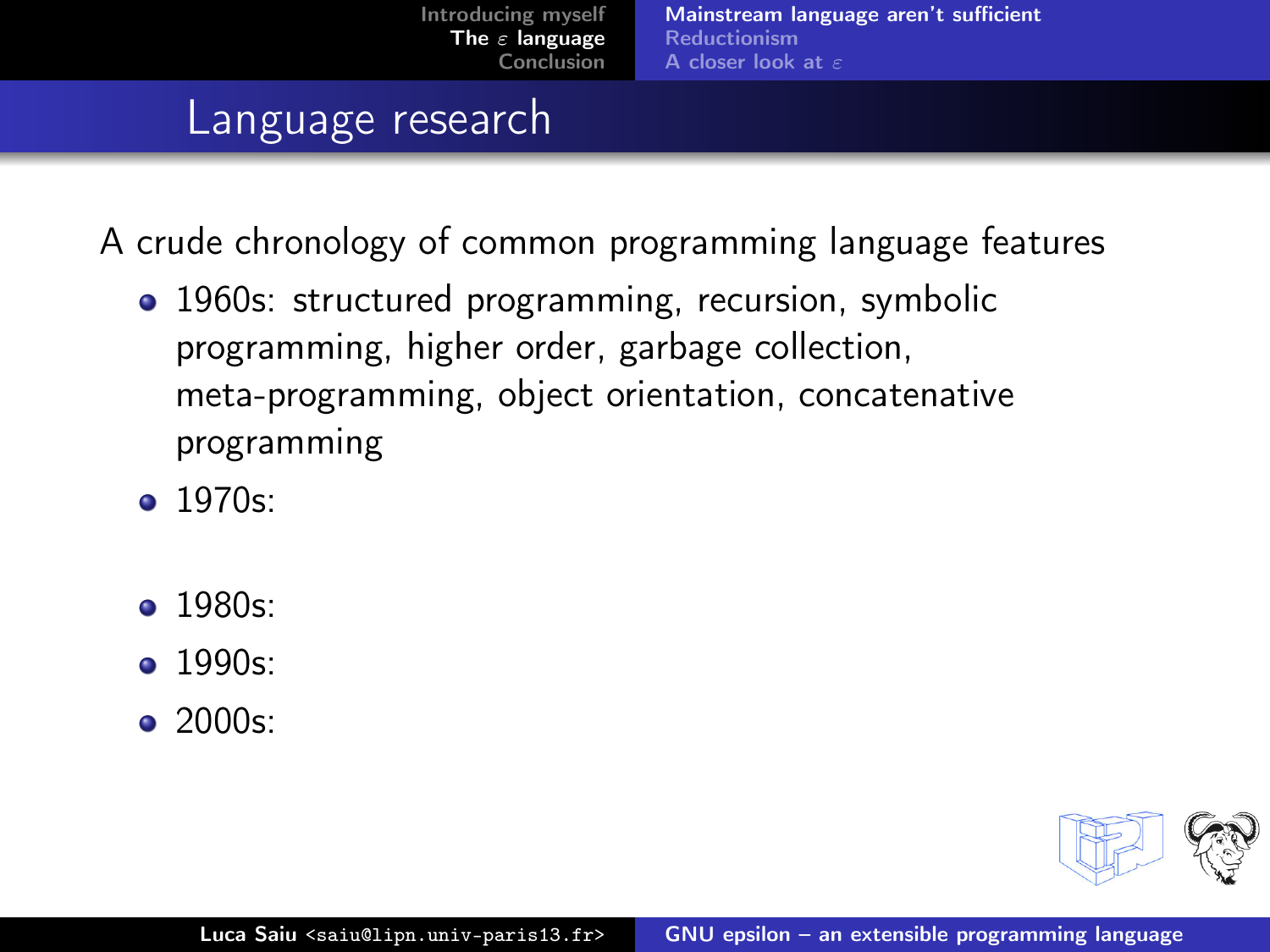## Language research

A crude chronology of common programming language features

- 1960s: structured programming, recursion, symbolic programming, higher order, garbage collection, meta-programming, object orientation, concatenative programming
- 1970s:
- 1980s:
- 1990s:
- 2000s: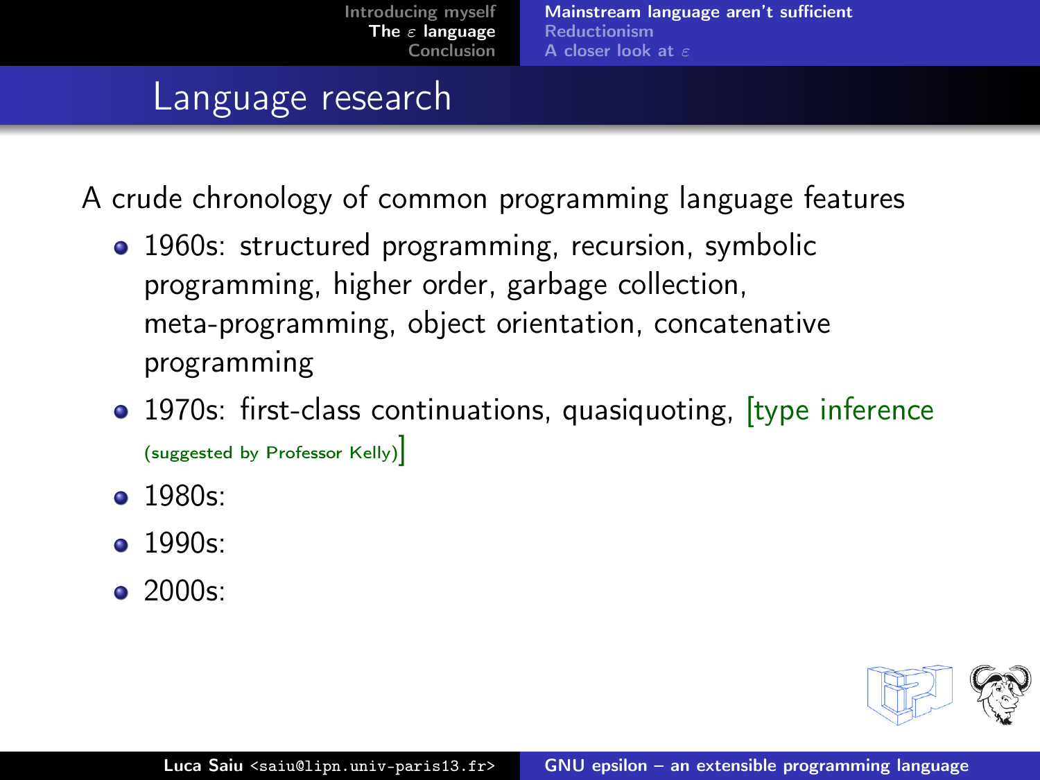## Language research

A crude chronology of common programming language features

- 1960s: structured programming, recursion, symbolic programming, higher order, garbage collection, meta-programming, object orientation, concatenative programming
- 1970s: first-class continuations, quasiquoting, [type inference (suggested by Professor Kelly)]
- 1980s:
- 1990s:
- 2000s: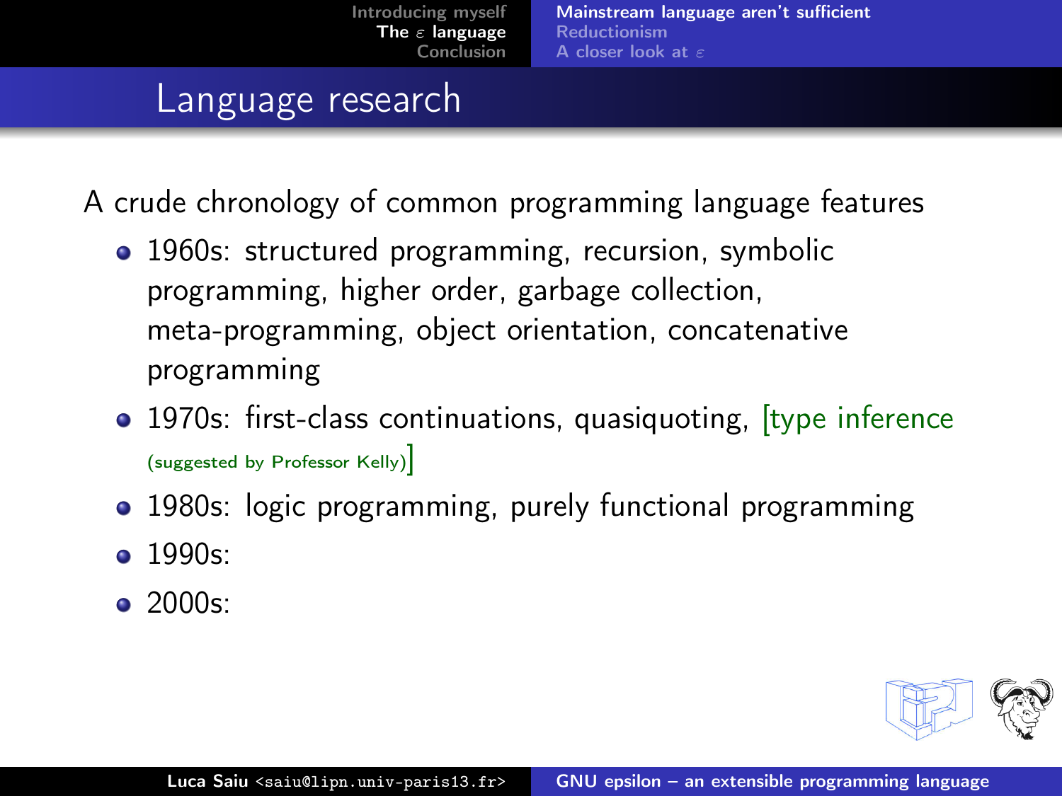## Language research

A crude chronology of common programming language features

- 1960s: structured programming, recursion, symbolic programming, higher order, garbage collection, meta-programming, object orientation, concatenative programming
- 1970s: first-class continuations, quasiquoting, [type inference (suggested by Professor Kelly)]
- 1980s: logic programming, purely functional programming
- 1990s:
- 2000s: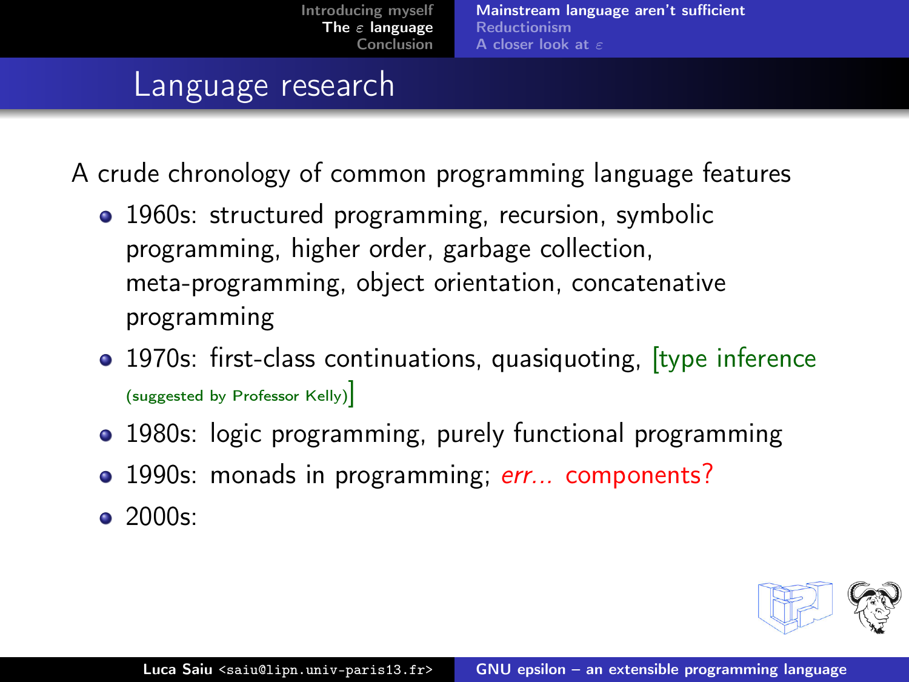# Language research

A crude chronology of common programming language features

- 1960s: structured programming, recursion, symbolic programming, higher order, garbage collection, meta-programming, object orientation, concatenative programming
- 1970s: first-class continuations, quasiquoting, [type inference (suggested by Professor Kelly)]
- 1980s: logic programming, purely functional programming
- 1990s: monads in programming; *err...* components?
- 2000s: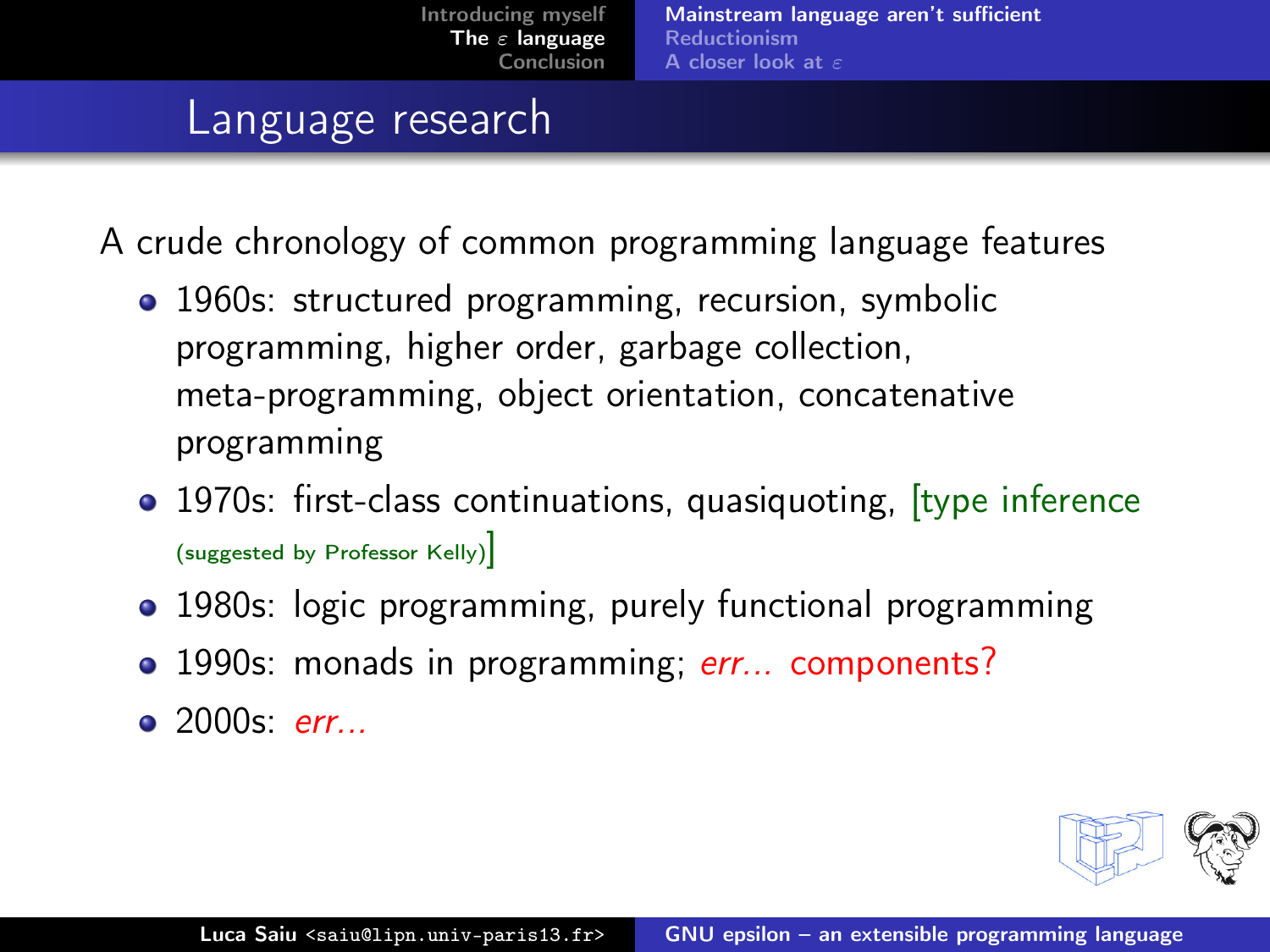## Language research

A crude chronology of common programming language features

- 1960s: structured programming, recursion, symbolic programming, higher order, garbage collection, meta-programming, object orientation, concatenative programming
- 1970s: first-class continuations, quasiquoting, [type inference (suggested by Professor Kelly)]
- 1980s: logic programming, purely functional programming
- 1990s: monads in programming; *err...* components?
- 2000s: *err...*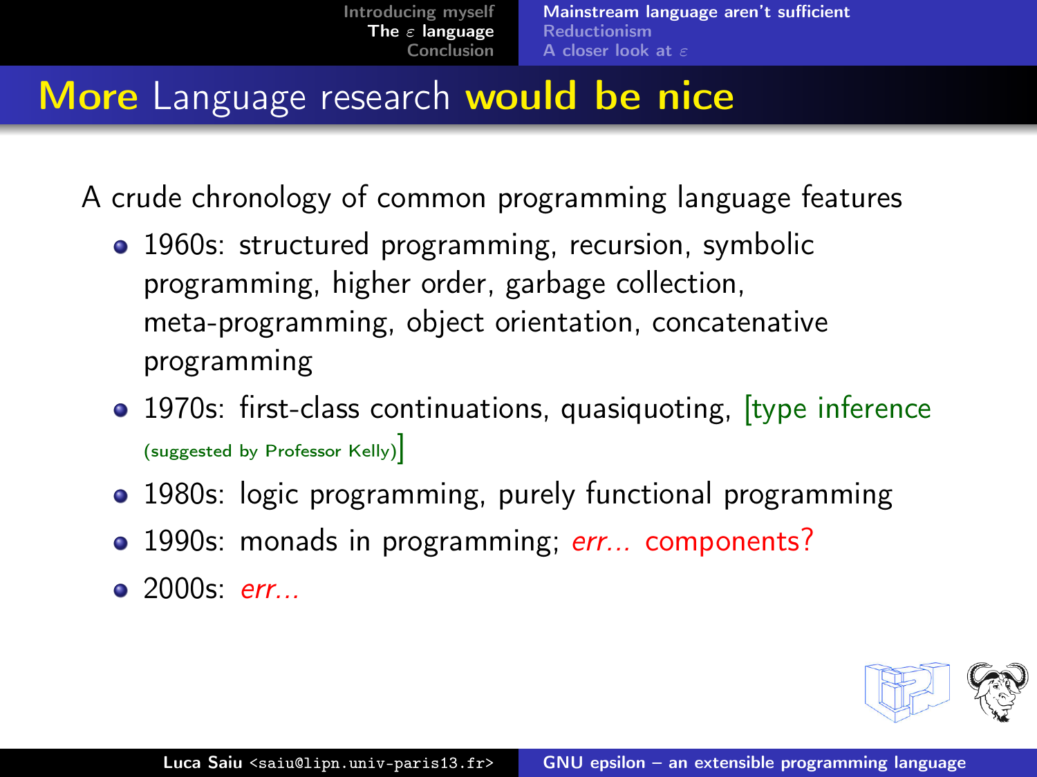# More Language research would be nice

A crude chronology of common programming language features

- 1960s: structured programming, recursion, symbolic programming, higher order, garbage collection, meta-programming, object orientation, concatenative programming
- 1970s: first-class continuations, quasiquoting, [type inference (suggested by Professor Kelly)]
- 1980s: logic programming, purely functional programming
- 1990s: monads in programming; *err...* components?
- 2000s: *err...*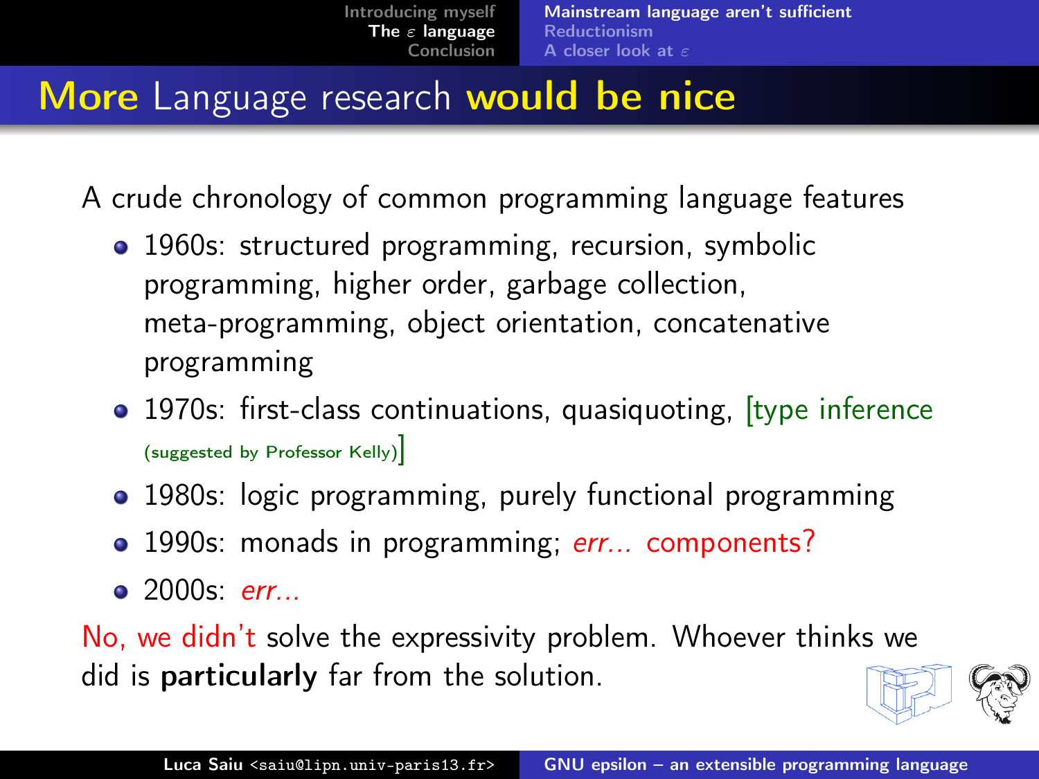# More Language research would be nice

A crude chronology of common programming language features

- 1960s: structured programming, recursion, symbolic programming, higher order, garbage collection, meta-programming, object orientation, concatenative programming
- 1970s: first-class continuations, quasiquoting, [type inference (suggested by Professor Kelly)]
- 1980s: logic programming, purely functional programming
- 1990s: monads in programming; *err...* components?
- 2000s: *err...*

No, we didn't solve the expressivity problem. Whoever thinks we did is **particularly** far from the solution.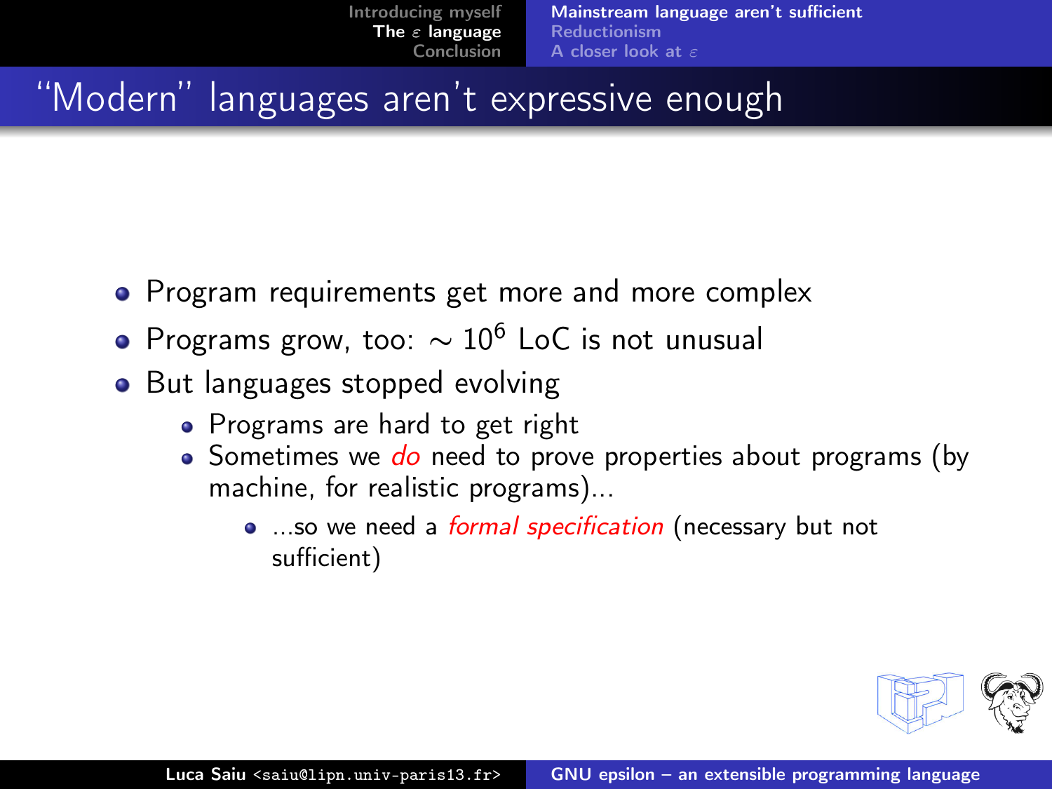# "Modern" languages aren't expressive enough

- Program requirements get more and more complex
- Programs grow, too: $\sim 10^6$ LoC is not unusual
- But languages stopped evolving
  - Programs are hard to get right
  - Sometimes we *do* need to prove properties about programs (by machine, for realistic programs)...
    - ...so we need a *formal specification* (necessary but not sufficient)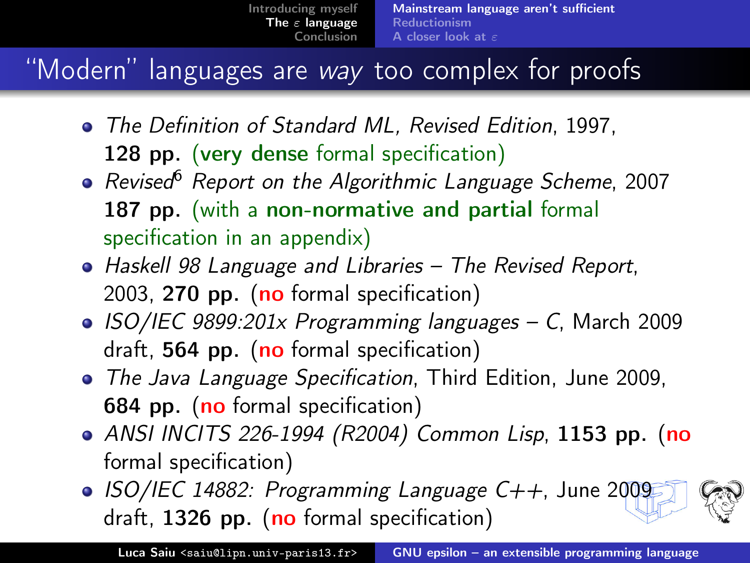# “Modern” languages are *way* too complex for proofs

- *The Definition of Standard ML, Revised Edition*, 1997, **128 pp.** (**very dense** formal specification)
- *Revised[6] Report on the Algorithmic Language Scheme*, 2007 **187 pp.** (with a **non-normative and partial** formal specification in an appendix)
- *Haskell 98 Language and Libraries – The Revised Report*, 2003, **270 pp.** (**no** formal specification)
- *ISO/IEC 9899:201x Programming languages – C*, March 2009 draft, **564 pp.** (**no** formal specification)
- *The Java Language Specification*, Third Edition, June 2009, **684 pp.** (**no** formal specification)
- *ANSI INCITS 226-1994 (R2004) Common Lisp*, **1153 pp.** (**no** formal specification)
- *ISO/IEC 14882: Programming Language C++*, June 2009 draft, **1326 pp.** (**no** formal specification)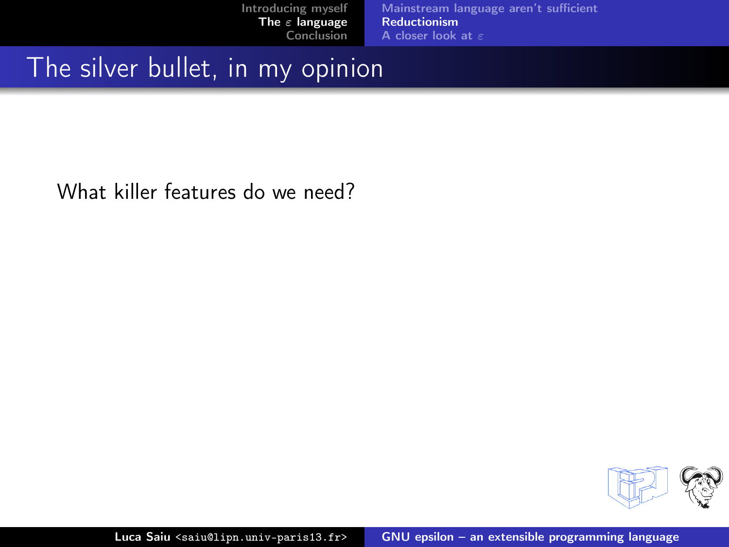# The silver bullet, in my opinion

What killer features do we need?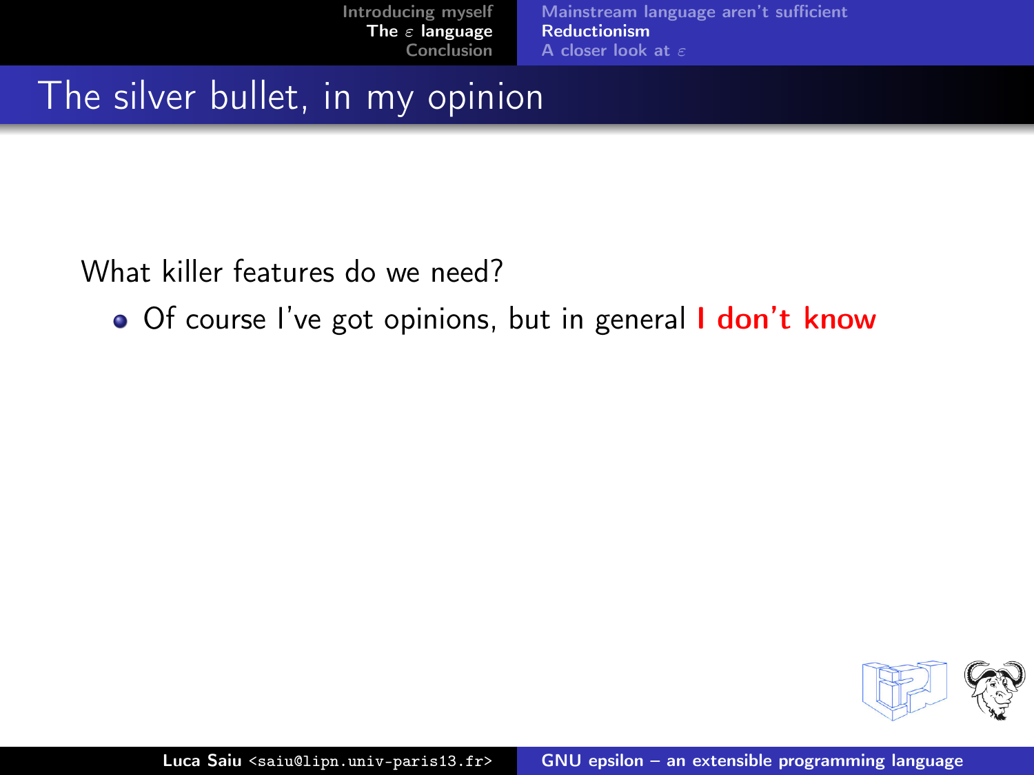# The silver bullet, in my opinion

What killer features do we need?

- Of course I've got opinions, but in general **I don't know**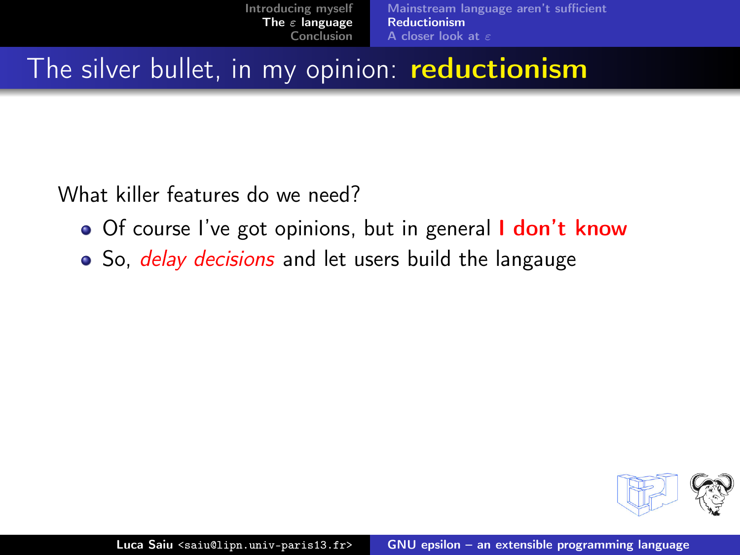# The silver bullet, in my opinion: **reductionism**

What killer features do we need?

- Of course I've got opinions, but in general **I don't know**
- So, *delay decisions* and let users build the langauge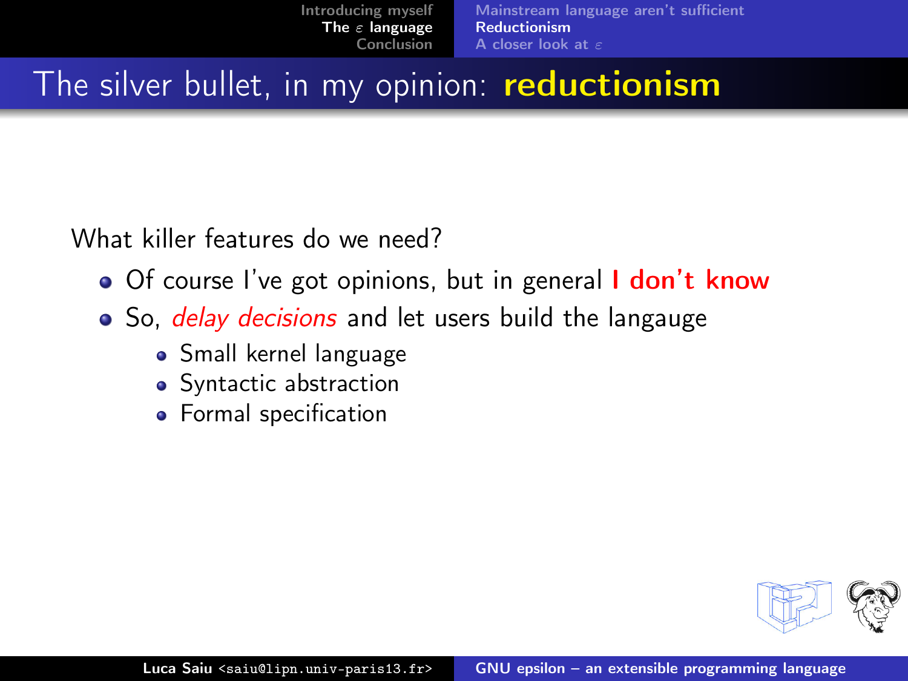# The silver bullet, in my opinion: **reductionism**

What killer features do we need?

- Of course I've got opinions, but in general **I don't know**
- So, *delay decisions* and let users build the langauge
  - Small kernel language
  - Syntactic abstraction
  - Formal specification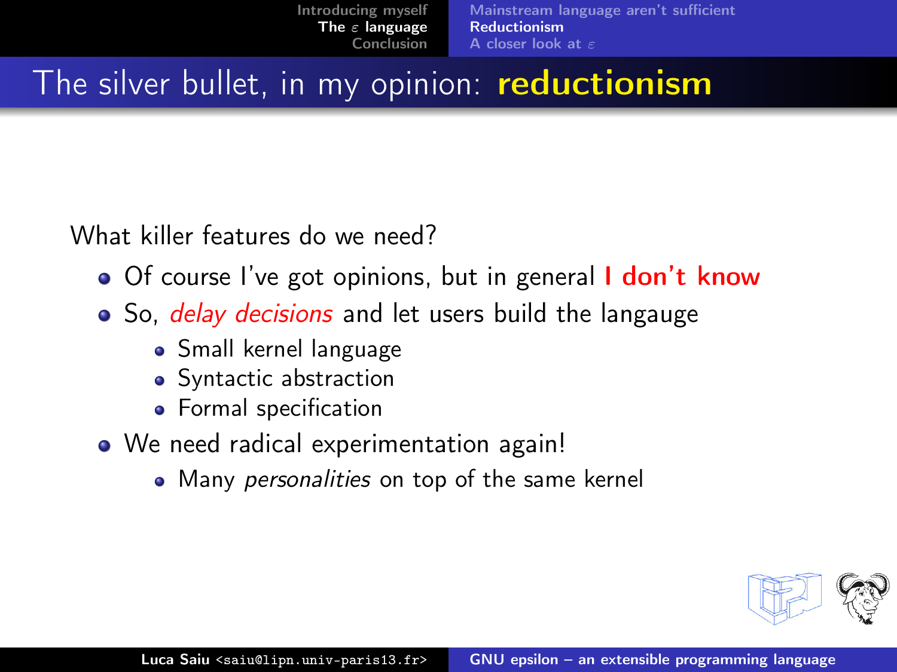# The silver bullet, in my opinion: **reductionism**

What killer features do we need?

- Of course I've got opinions, but in general **I don't know**
- So, *delay decisions* and let users build the langauge
  - Small kernel language
  - Syntactic abstraction
  - Formal specification
- We need radical experimentation again!
  - Many *personalities* on top of the same kernel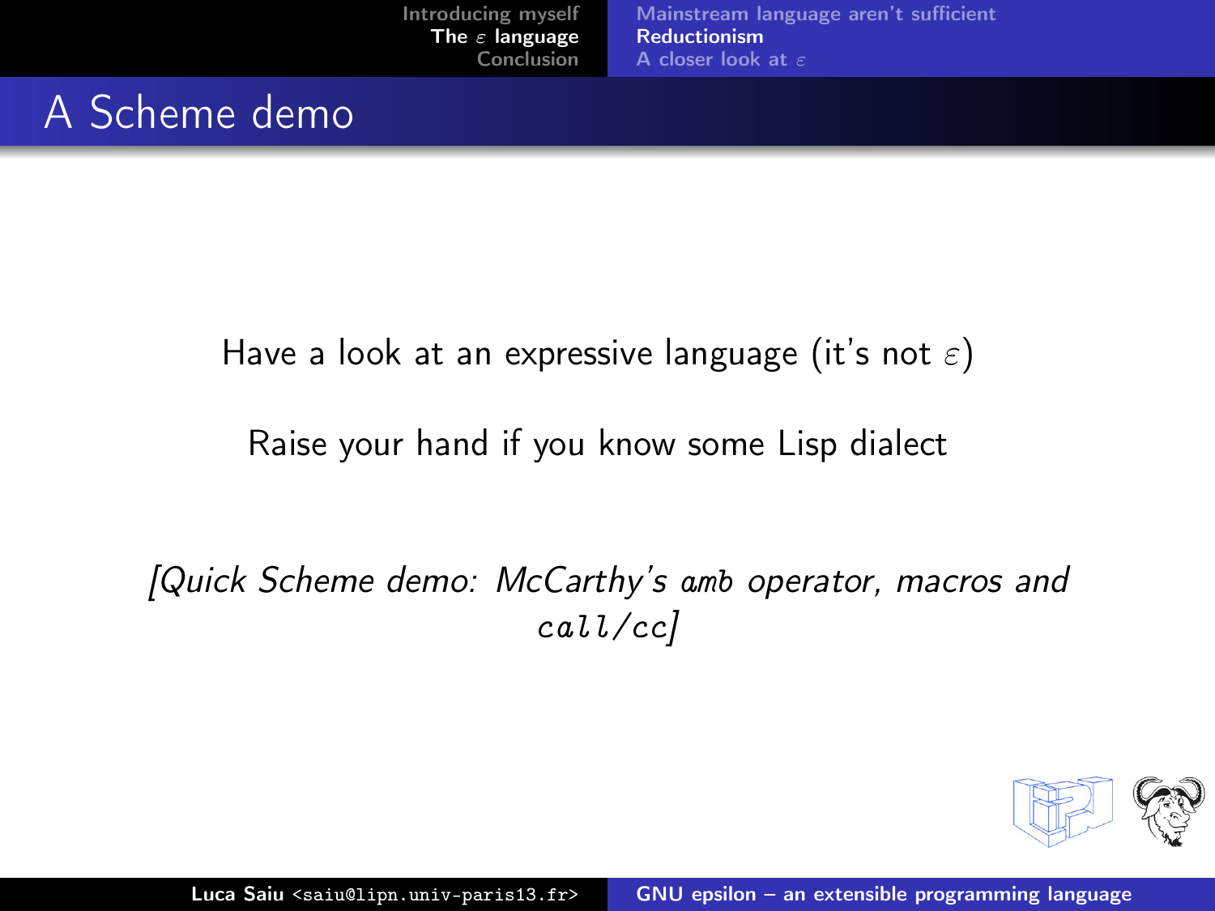# A Scheme demo

Have a look at an expressive language (it's not $\varepsilon$)

Raise your hand if you know some Lisp dialect

*[Quick Scheme demo: McCarthy's `amb` operator, macros and `call/cc`]*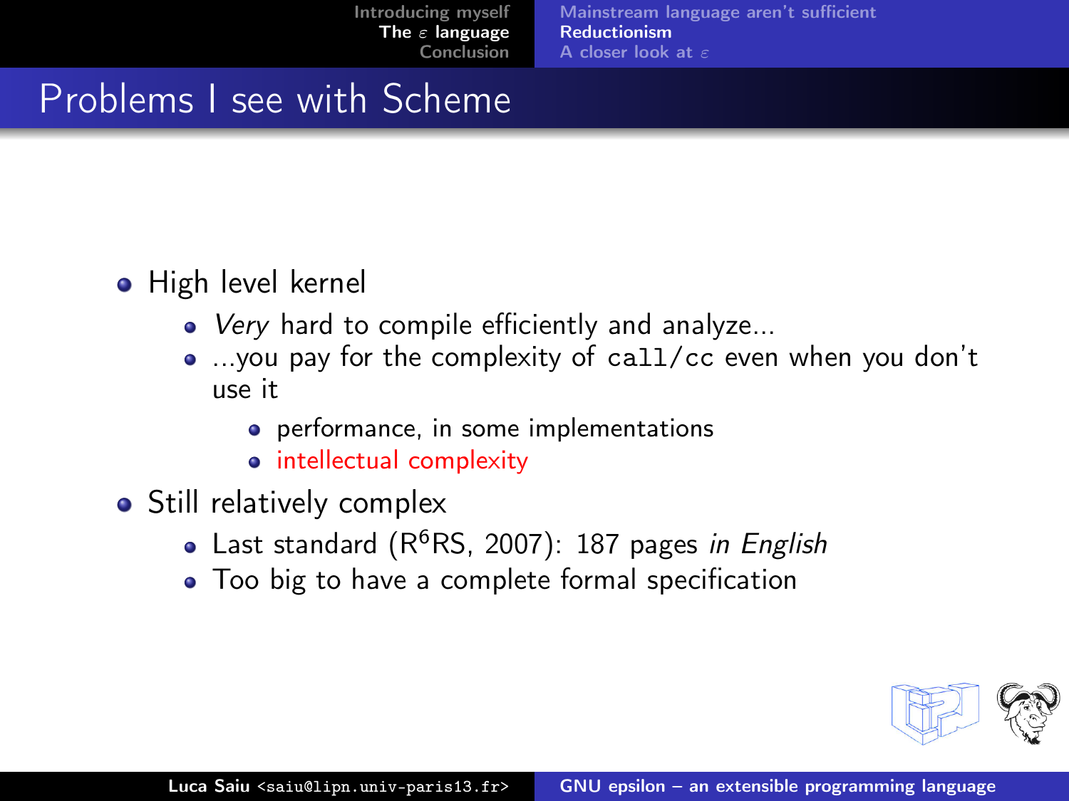# Problems I see with Scheme

- High level kernel
  - *Very* hard to compile efficiently and analyze...
  - ...you pay for the complexity of `call/cc` even when you don't use it
    - performance, in some implementations
    - intellectual complexity
- Still relatively complex
  - Last standard (R$^6$RS, 2007): 187 pages *in English*
  - Too big to have a complete formal specification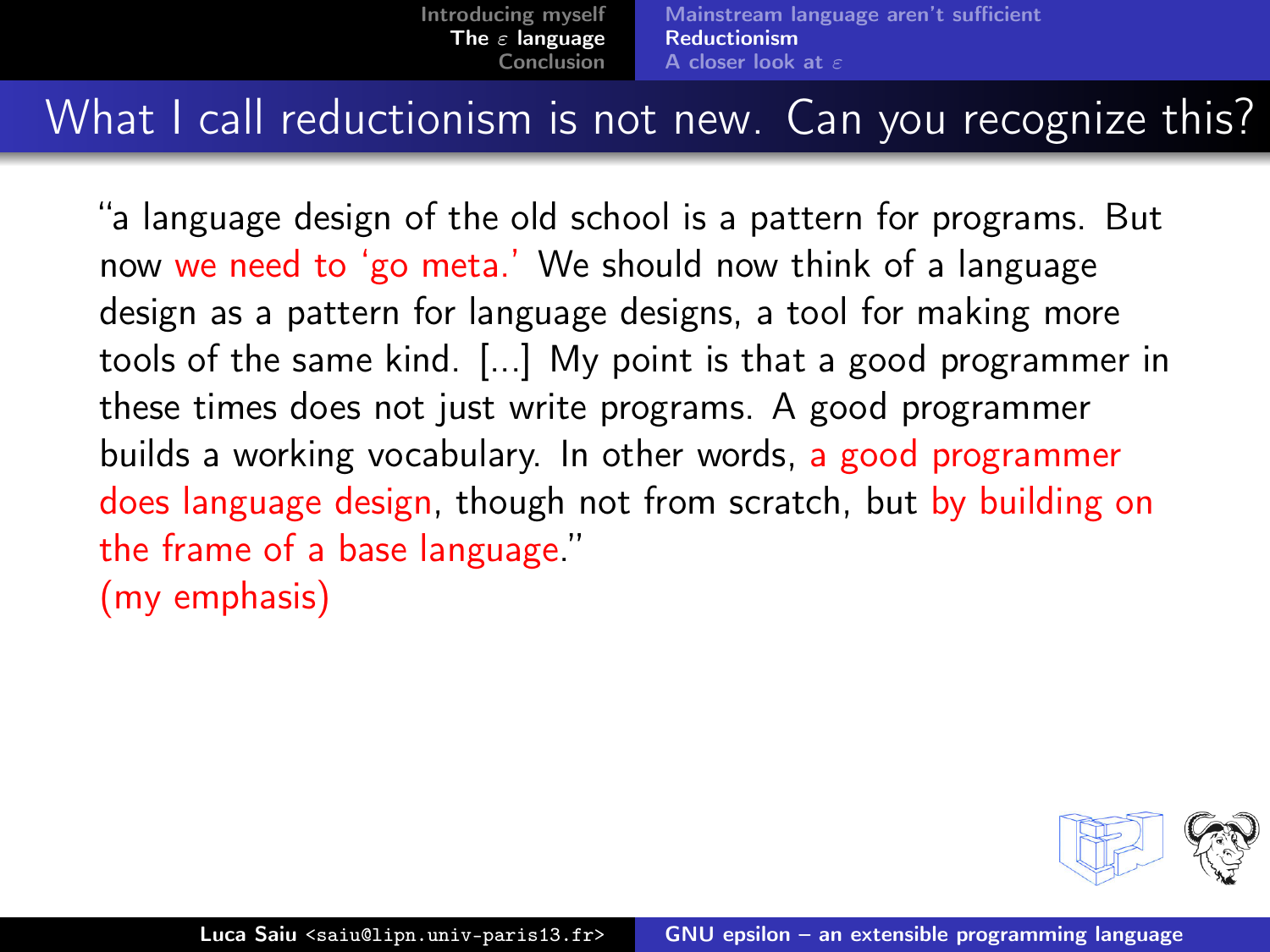## What I call reductionism is not new. Can you recognize this?

"a language design of the old school is a pattern for programs. But now **we need to 'go meta.'** We should now think of a language design as a pattern for language designs, a tool for making more tools of the same kind. [...] My point is that a good programmer in these times does not just write programs. A good programmer builds a working vocabulary. In other words, **a good programmer does language design**, though not from scratch, but **by building on the frame of a base language**."

(my emphasis)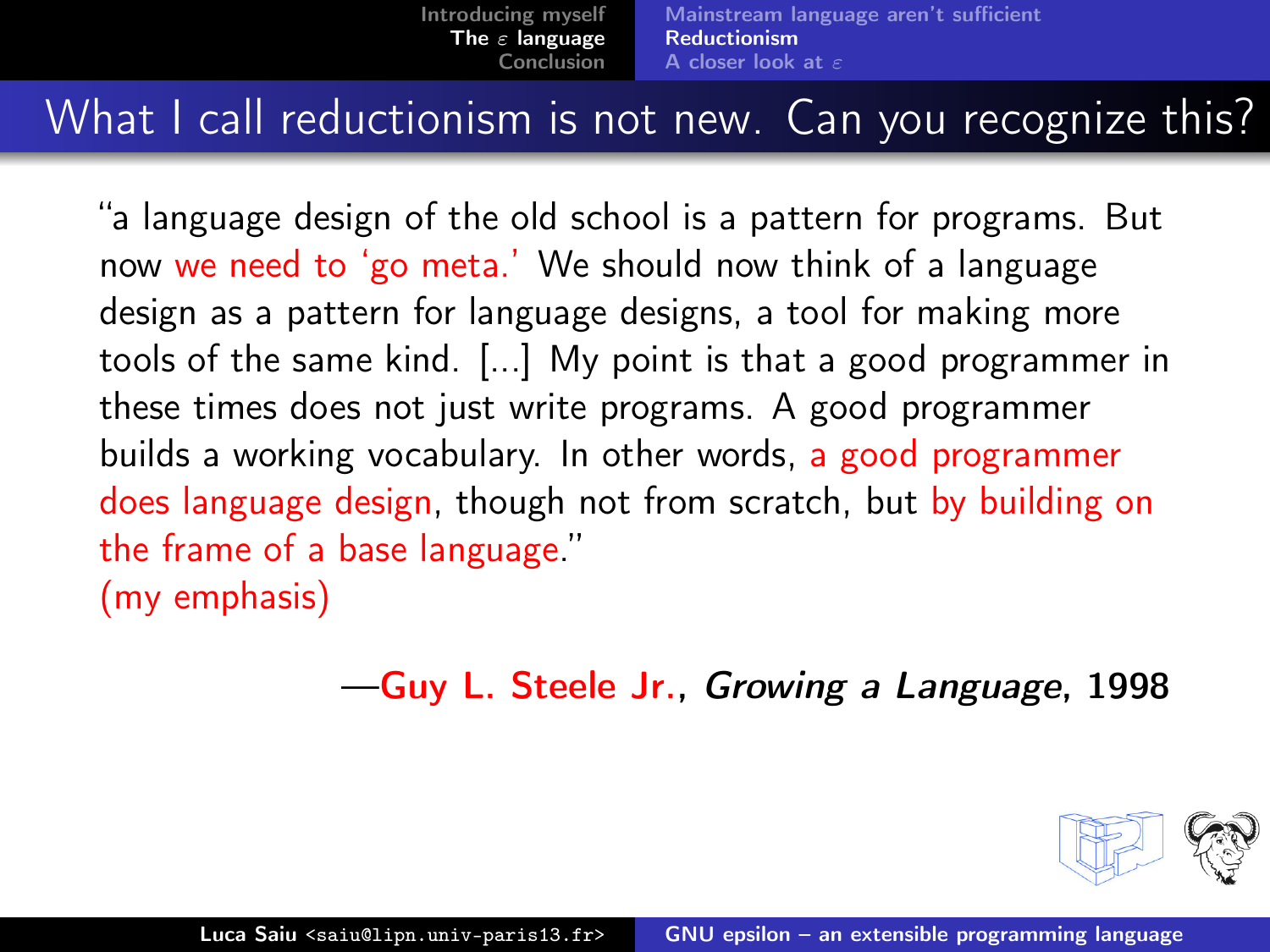## What I call reductionism is not new. Can you recognize this?

"a language design of the old school is a pattern for programs. But now we need to 'go meta.' We should now think of a language design as a pattern for language designs, a tool for making more tools of the same kind. [...] My point is that a good programmer in these times does not just write programs. A good programmer builds a working vocabulary. In other words, a good programmer does language design, though not from scratch, but by building on the frame of a base language."
(my emphasis)

—**Guy L. Steele Jr.**, ***Growing a Language***, **1998**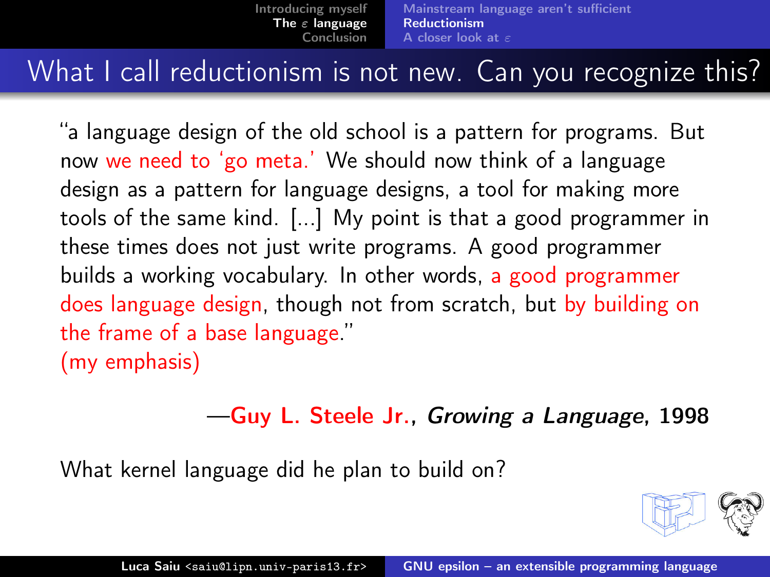# What I call reductionism is not new. Can you recognize this?

"a language design of the old school is a pattern for programs. But now we need to 'go meta.' We should now think of a language design as a pattern for language designs, a tool for making more tools of the same kind. [...] My point is that a good programmer in these times does not just write programs. A good programmer builds a working vocabulary. In other words, a good programmer does language design, though not from scratch, but by building on the frame of a base language."
(my emphasis)

—**Guy L. Steele Jr.**, ***Growing a Language***, **1998**

What kernel language did he plan to build on?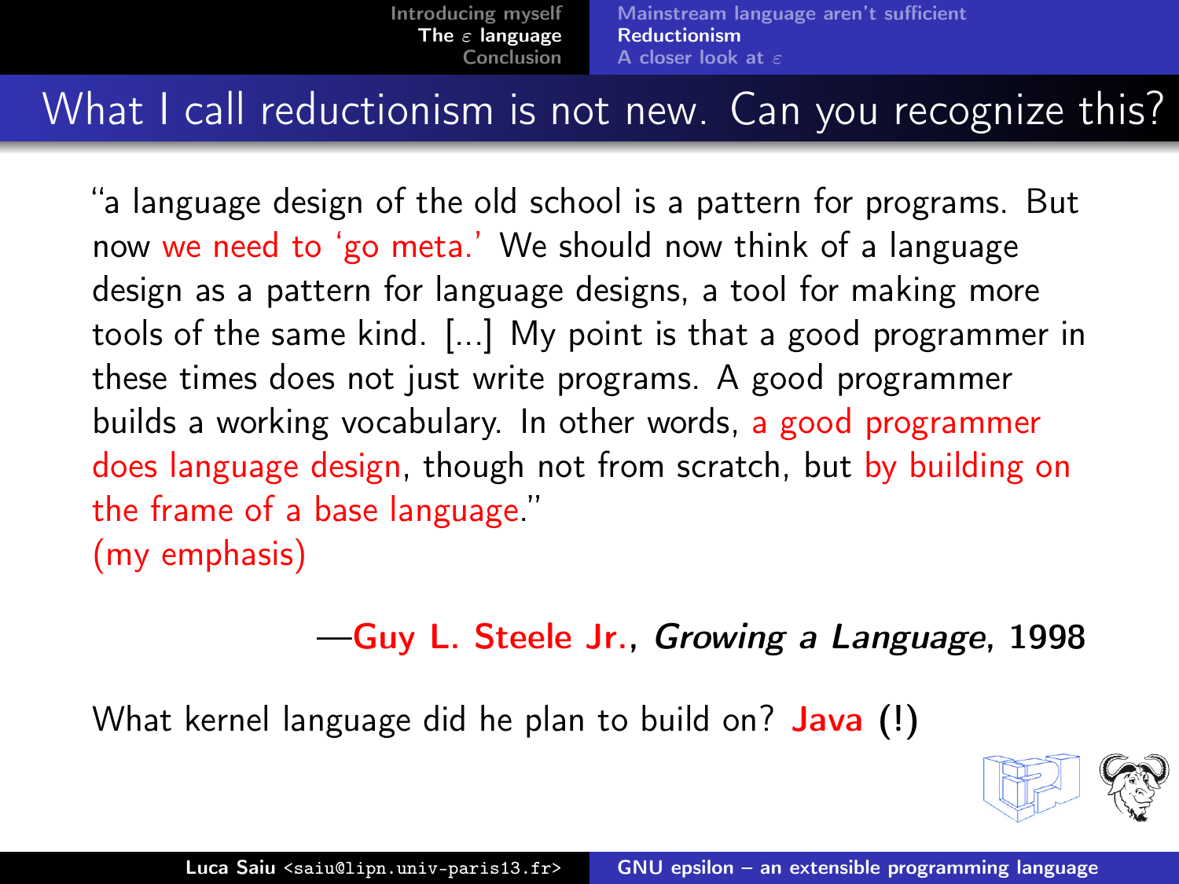# What I call reductionism is not new. Can you recognize this?

"a language design of the old school is a pattern for programs. But now we need to 'go meta.' We should now think of a language design as a pattern for language designs, a tool for making more tools of the same kind. [...] My point is that a good programmer in these times does not just write programs. A good programmer builds a working vocabulary. In other words, a good programmer does language design, though not from scratch, but by building on the frame of a base language."
(my emphasis)

—**Guy L. Steele Jr.**, ***Growing a Language***, **1998**

What kernel language did he plan to build on? **Java (!)**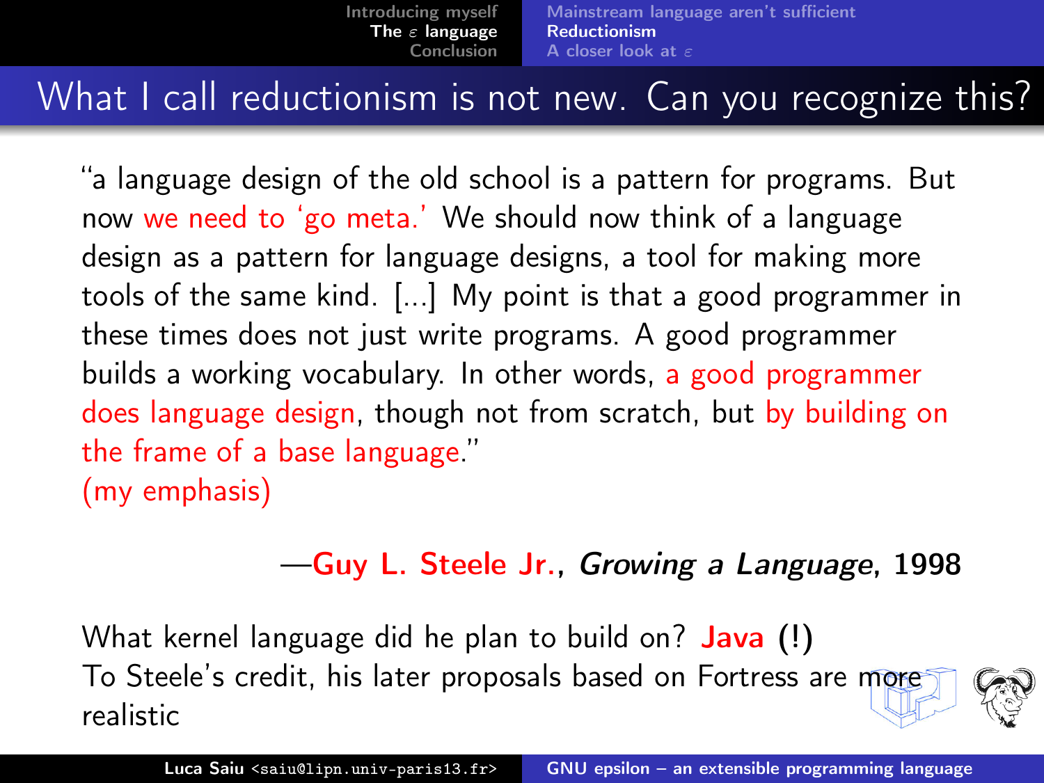## What I call reductionism is not new. Can you recognize this?

"a language design of the old school is a pattern for programs. But now we need to 'go meta.' We should now think of a language design as a pattern for language designs, a tool for making more tools of the same kind. [...] My point is that a good programmer in these times does not just write programs. A good programmer builds a working vocabulary. In other words, a good programmer does language design, though not from scratch, but by building on the frame of a base language."
(my emphasis)

—**Guy L. Steele Jr.**, ***Growing a Language***, **1998**

What kernel language did he plan to build on? **Java (!)**
To Steele's credit, his later proposals based on Fortress are more realistic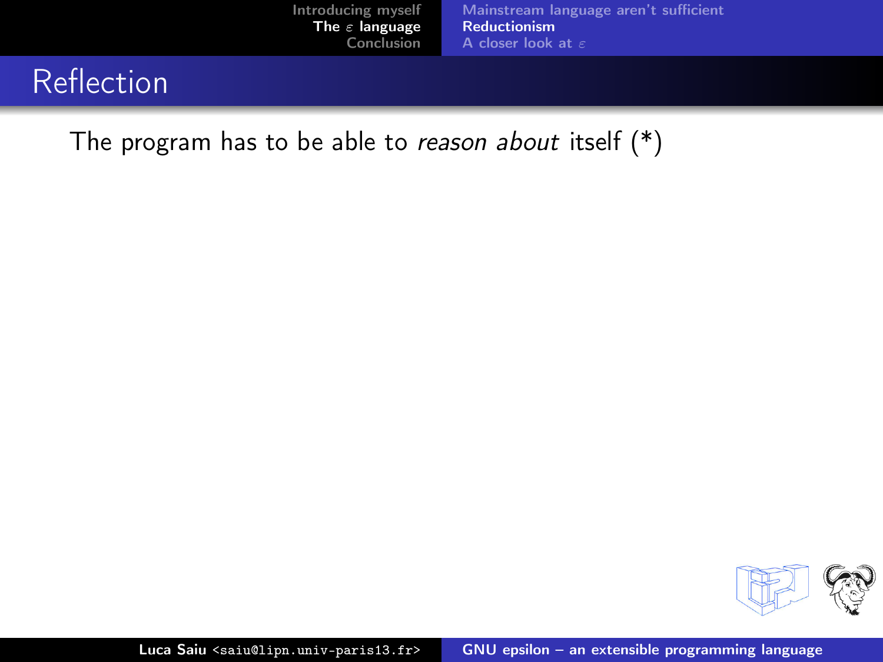# Reflection

The program has to be able to *reason about* itself (*)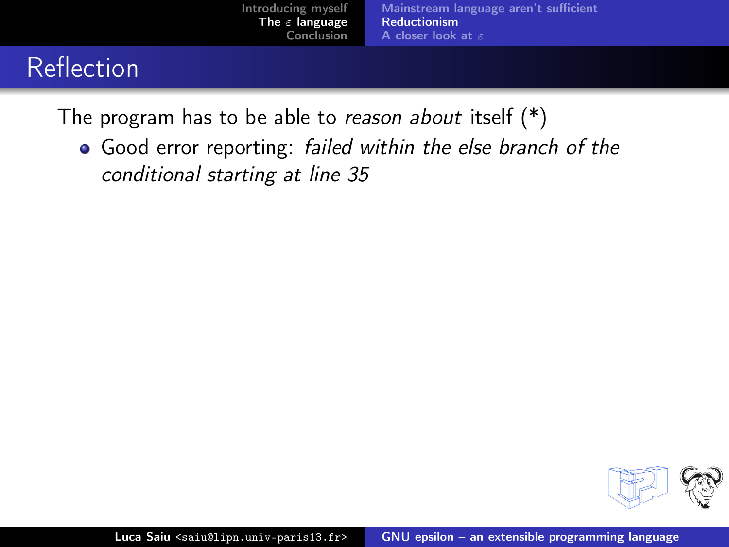# Reflection

The program has to be able to *reason about* itself (*)

- Good error reporting: *failed within the else branch of the conditional starting at line 35*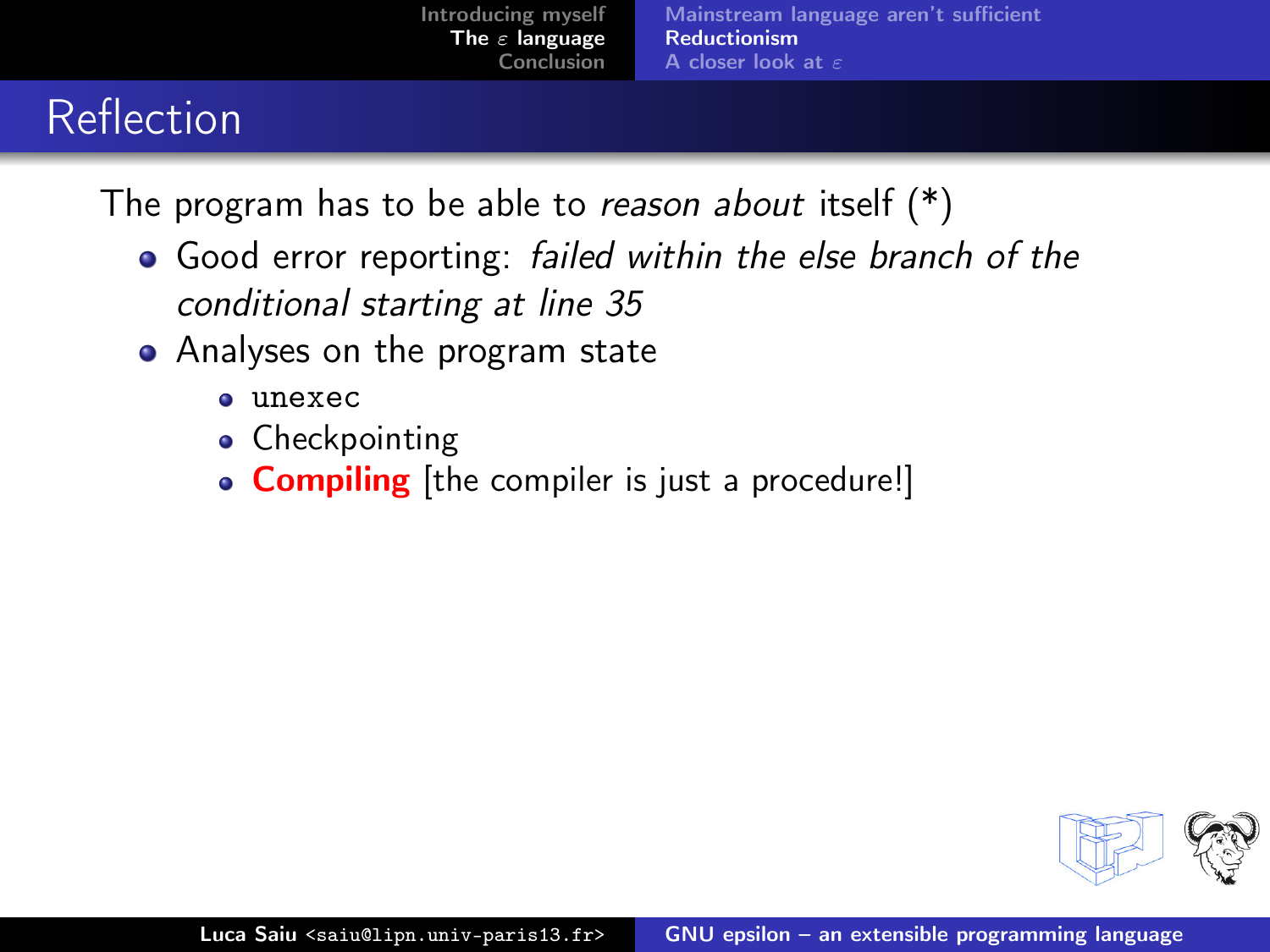## Reflection

The program has to be able to *reason about* itself (*)

- Good error reporting: *failed within the else branch of the conditional starting at line 35*
- Analyses on the program state
  - `unexec`
  - Checkpointing
  - **Compiling** [the compiler is just a procedure!]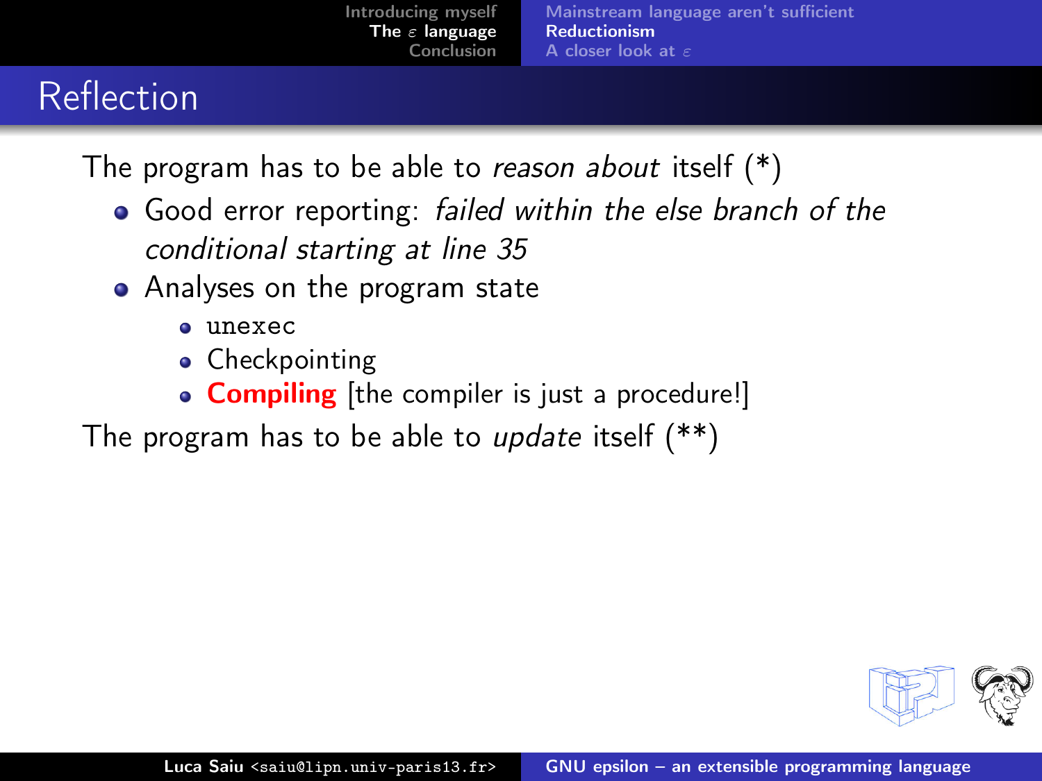## Reflection

The program has to be able to *reason about* itself (*)

- Good error reporting: *failed within the else branch of the conditional starting at line 35*
- Analyses on the program state
  - `unexec`
  - Checkpointing
  - **Compiling** [the compiler is just a procedure!]

The program has to be able to *update* itself (**)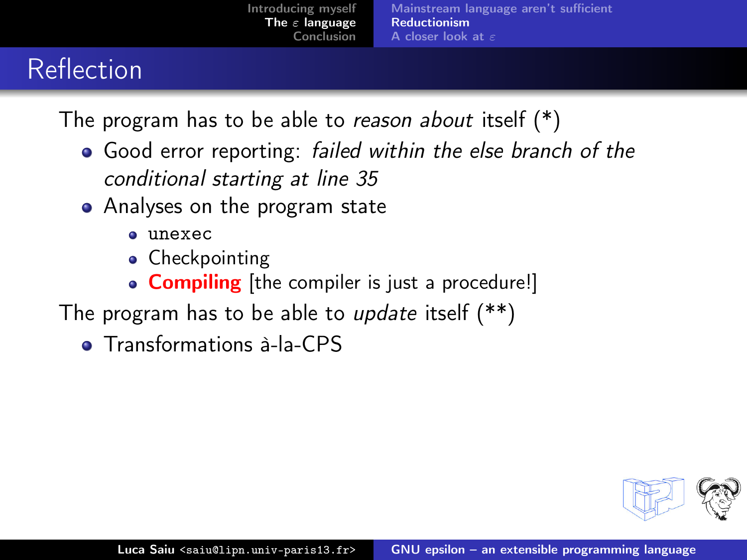# Reflection

The program has to be able to *reason about* itself (*)

- Good error reporting: *failed within the else branch of the conditional starting at line 35*
- Analyses on the program state
  - `unexec`
  - Checkpointing
  - **Compiling** [the compiler is just a procedure!]

The program has to be able to *update* itself (**)

- Transformations à-la-CPS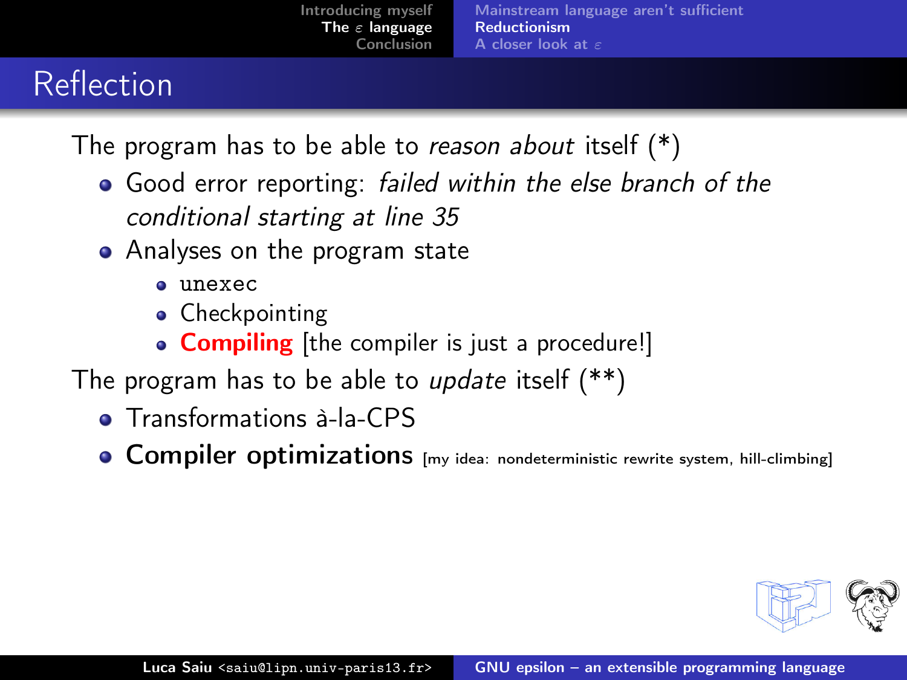# Reflection

The program has to be able to *reason about* itself (*)

- Good error reporting: *failed within the else branch of the conditional starting at line 35*
- Analyses on the program state
  - `unexec`
  - Checkpointing
  - **Compiling** [the compiler is just a procedure!]

The program has to be able to *update* itself (**)

- Transformations à-la-CPS
- **Compiler optimizations** [my idea: nondeterministic rewrite system, hill-climbing]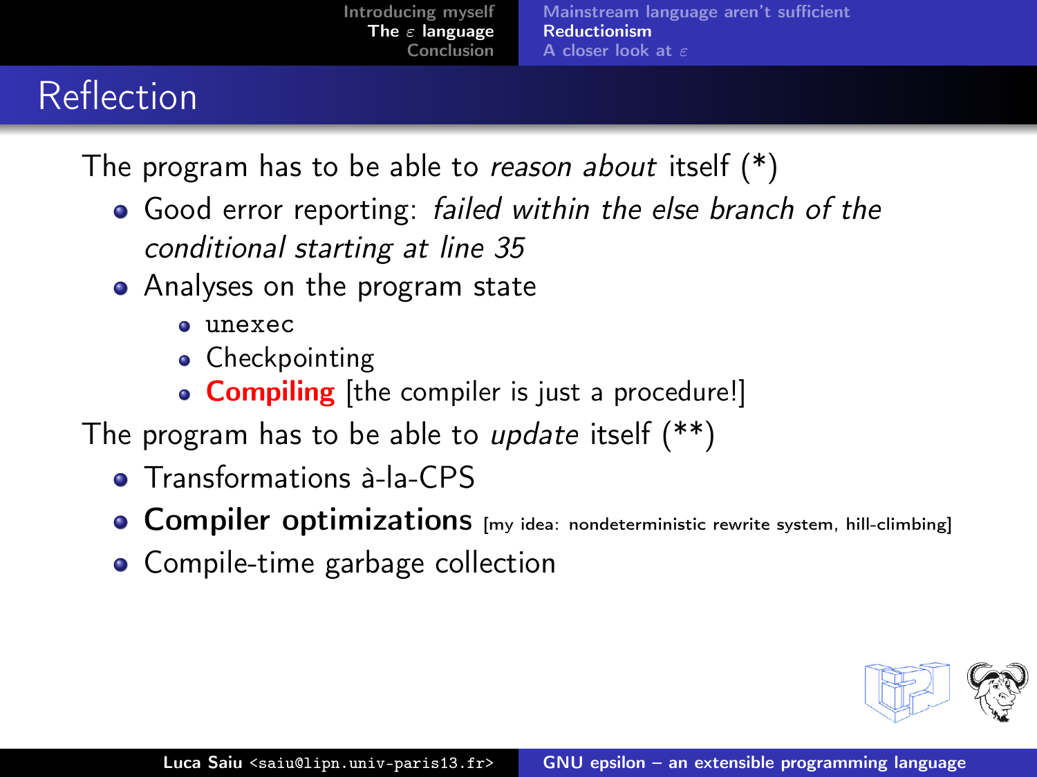# Reflection

The program has to be able to *reason about* itself (*)

- Good error reporting: *failed within the else branch of the conditional starting at line 35*
- Analyses on the program state
  - `unexec`
  - Checkpointing
  - **Compiling** [the compiler is just a procedure!]

The program has to be able to *update* itself (**)

- Transformations à-la-CPS
- **Compiler optimizations** [my idea: nondeterministic rewrite system, hill-climbing]
- Compile-time garbage collection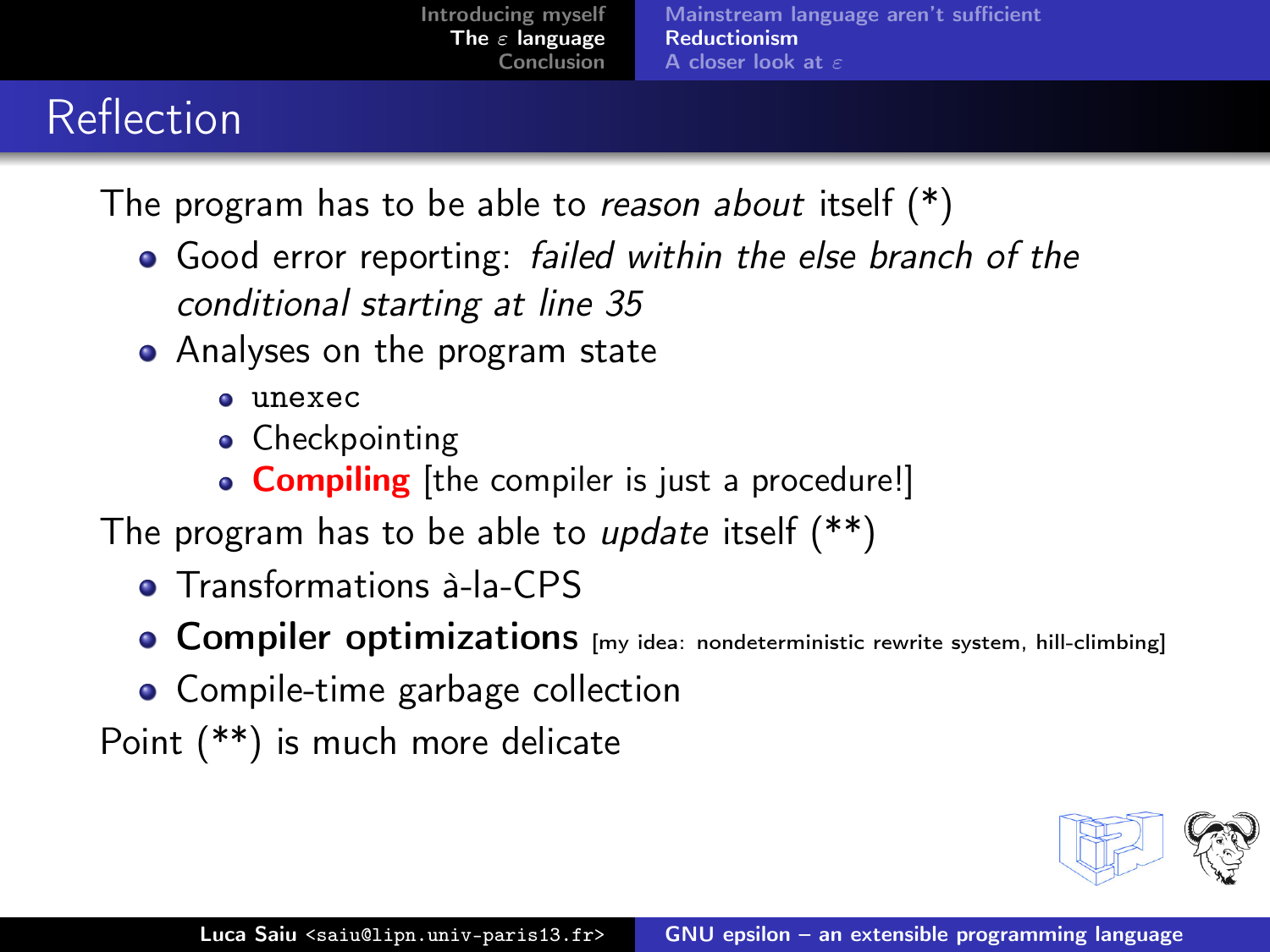# Reflection

The program has to be able to *reason about* itself (*)

- Good error reporting: *failed within the else branch of the conditional starting at line 35*
- Analyses on the program state
  - `unexec`
  - Checkpointing
  - **Compiling** [the compiler is just a procedure!]

The program has to be able to *update* itself (**)

- Transformations à-la-CPS
- **Compiler optimizations** [my idea: nondeterministic rewrite system, hill-climbing]
- Compile-time garbage collection

Point (**) is much more delicate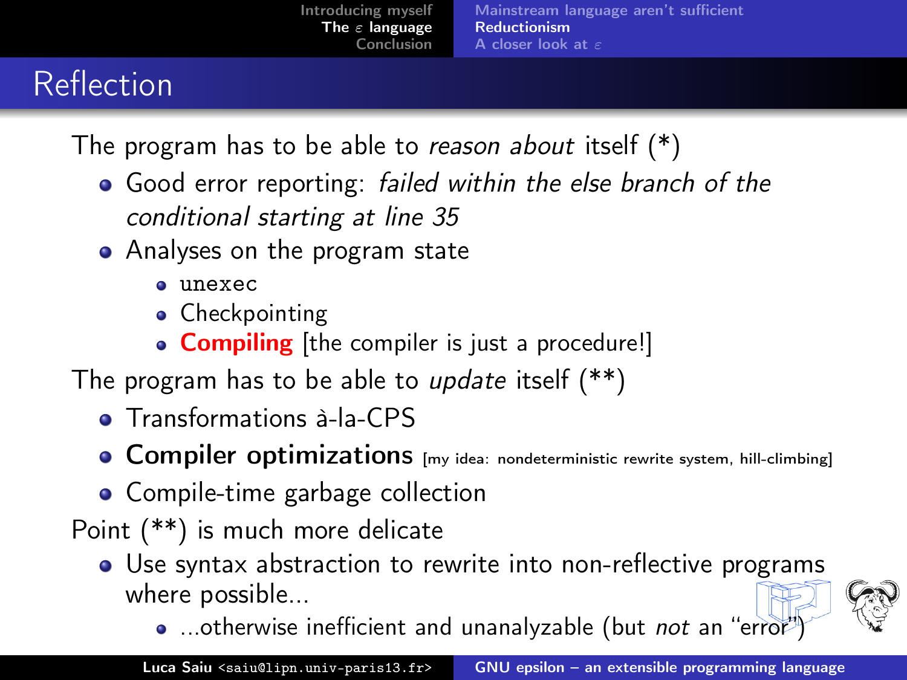# Reflection

The program has to be able to *reason about* itself (*)

- Good error reporting: *failed within the else branch of the conditional starting at line 35*
- Analyses on the program state
  - `unexec`
  - Checkpointing
  - **Compiling** [the compiler is just a procedure!]

The program has to be able to *update* itself (**)

- Transformations à-la-CPS
- **Compiler optimizations** [my idea: nondeterministic rewrite system, hill-climbing]
- Compile-time garbage collection

Point (**) is much more delicate

- Use syntax abstraction to rewrite into non-reflective programs where possible...
  - ...otherwise inefficient and unanalyzable (but *not* an "error")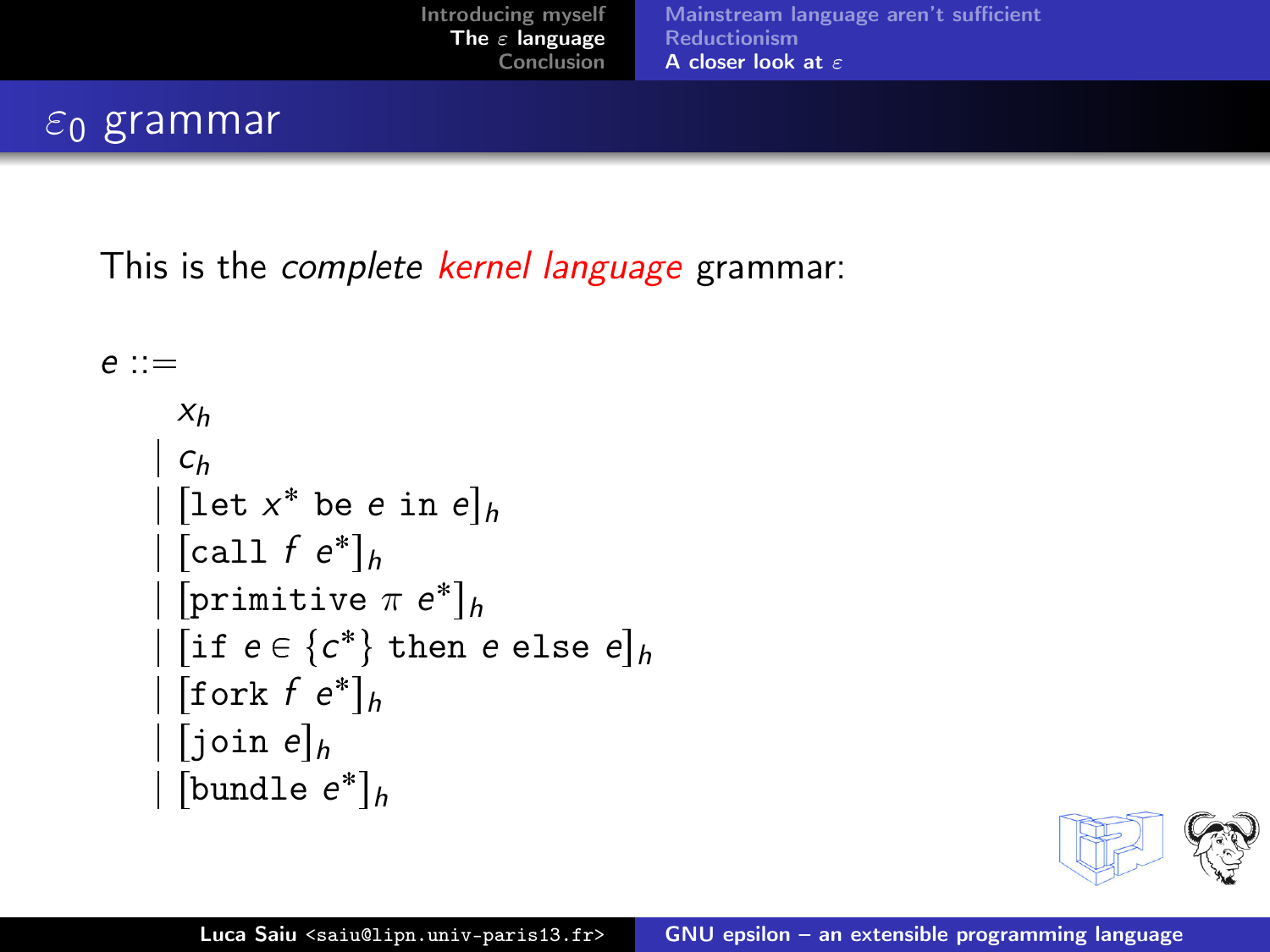# $\varepsilon_0$ grammar

This is the *complete kernel language* grammar:

$$
\begin{aligned}
e ::= \; & \\
& x_h \\
| \; & c_h \\
| \; & [\texttt{let } x^* \texttt{ be } e \texttt{ in } e]_h \\
| \; & [\texttt{call } f \; e^*]_h \\
| \; & [\texttt{primitive } \pi \; e^*]_h \\
| \; & [\texttt{if } e \in \{c^*\} \texttt{ then } e \texttt{ else } e]_h \\
| \; & [\texttt{fork } f \; e^*]_h \\
| \; & [\texttt{join } e]_h \\
| \; & [\texttt{bundle } e^*]_h
\end{aligned}
$$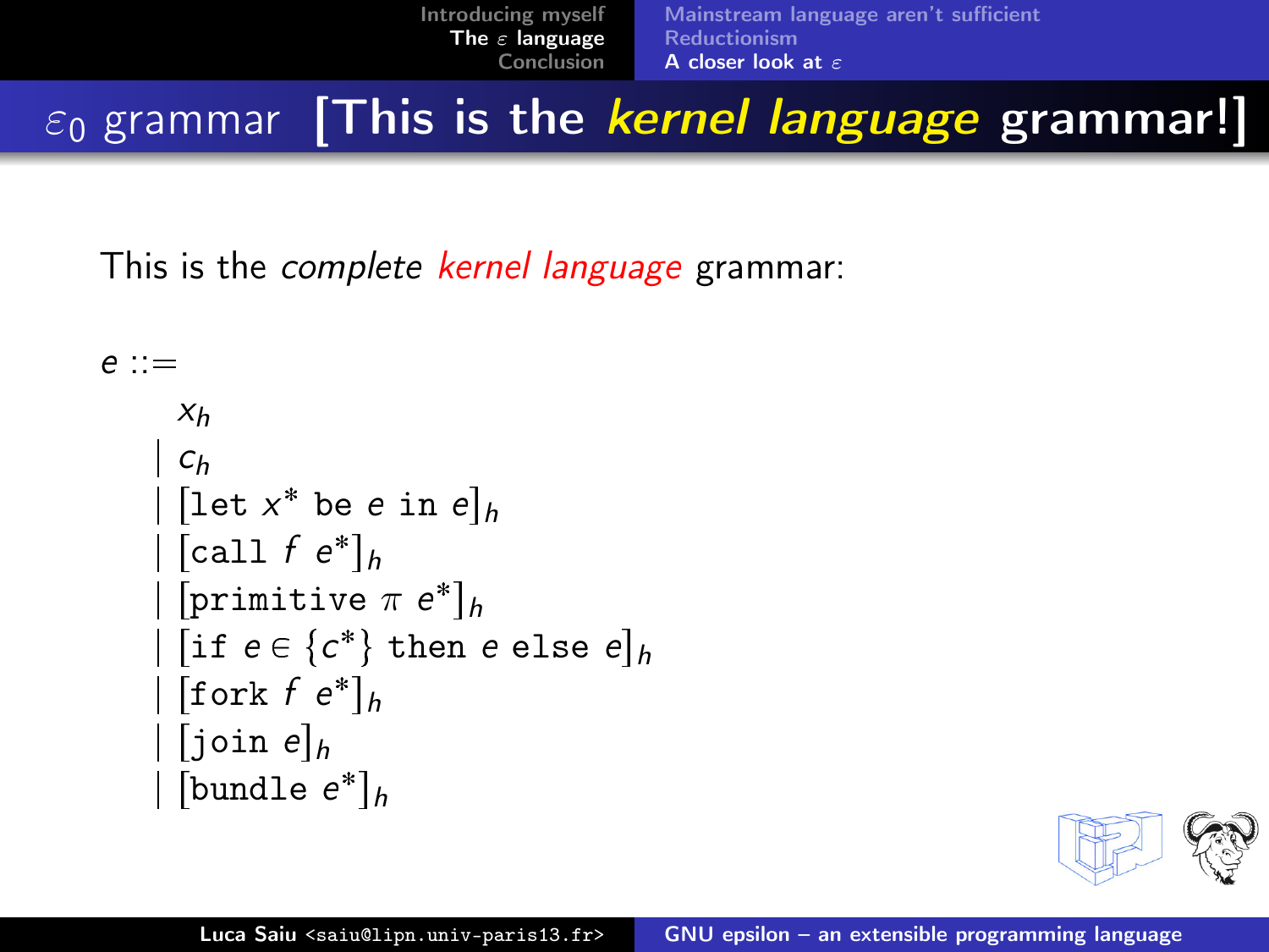# $\varepsilon_0$ grammar [This is the *kernel language* grammar!]

This is the *complete kernel language* grammar:

$$
\begin{aligned}
e ::=\ & \\
& x_h \\
|\ & c_h \\
|\ & [\texttt{let}\ x^*\ \texttt{be}\ e\ \texttt{in}\ e]_h \\
|\ & [\texttt{call}\ f\ e^*]_h \\
|\ & [\texttt{primitive}\ \pi\ e^*]_h \\
|\ & [\texttt{if}\ e \in \{c^*\}\ \texttt{then}\ e\ \texttt{else}\ e]_h \\
|\ & [\texttt{fork}\ f\ e^*]_h \\
|\ & [\texttt{join}\ e]_h \\
|\ & [\texttt{bundle}\ e^*]_h
\end{aligned}
$$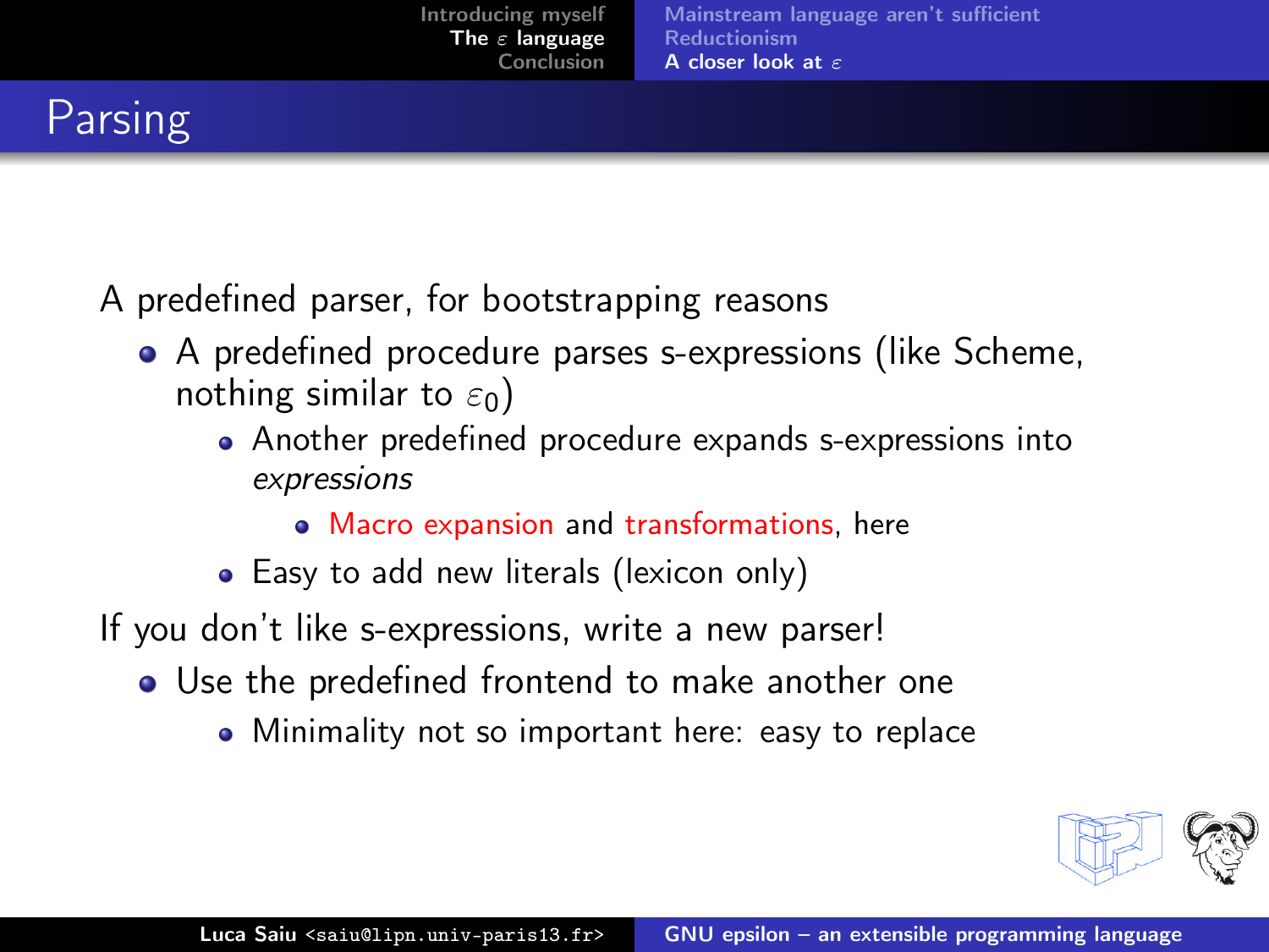# Parsing

A predefined parser, for bootstrapping reasons

- A predefined procedure parses s-expressions (like Scheme, nothing similar to $\varepsilon_0$)
  - Another predefined procedure expands s-expressions into *expressions*
    - Macro expansion and transformations, here
  - Easy to add new literals (lexicon only)

If you don't like s-expressions, write a new parser!

- Use the predefined frontend to make another one
  - Minimality not so important here: easy to replace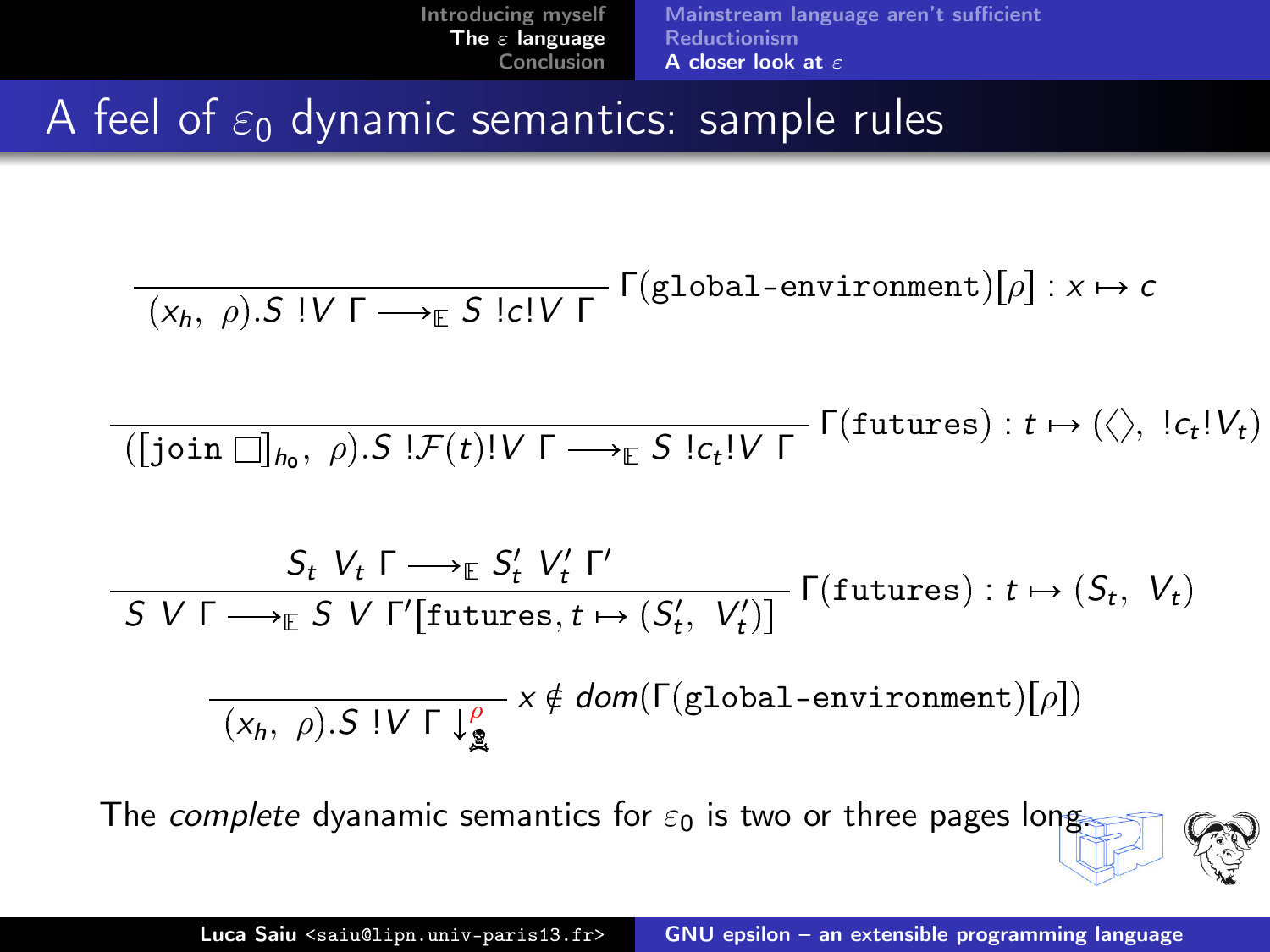# A feel of $\varepsilon_0$ dynamic semantics: sample rules

$$\frac{}{(x_h,\ \rho).S\ !V\ \Gamma \longrightarrow_{\mathbb{E}} S\ !c!V\ \Gamma}\ \Gamma(\texttt{global-environment})[\rho] : x \mapsto c$$

$$\frac{}{([\texttt{join}\ \square]_{h_0},\ \rho).S\ !\mathcal{F}(t)!V\ \Gamma \longrightarrow_{\mathbb{E}} S\ !c_t!V\ \Gamma}\ \Gamma(\texttt{futures}) : t \mapsto (\langle\rangle,\ !c_t!V_t)$$

$$\frac{S_t\ V_t\ \Gamma \longrightarrow_{\mathbb{E}} S'_t\ V'_t\ \Gamma'}{S\ V\ \Gamma \longrightarrow_{\mathbb{E}} S\ V\ \Gamma'[\texttt{futures}, t \mapsto (S'_t,\ V'_t)]}\ \Gamma(\texttt{futures}) : t \mapsto (S_t,\ V_t)$$

$$\frac{}{(x_h,\ \rho).S\ !V\ \Gamma \downarrow^{\rho}_{☠}}\ x \notin dom(\Gamma(\texttt{global-environment})[\rho])$$

The *complete* dyanamic semantics for $\varepsilon_0$ is two or three pages long.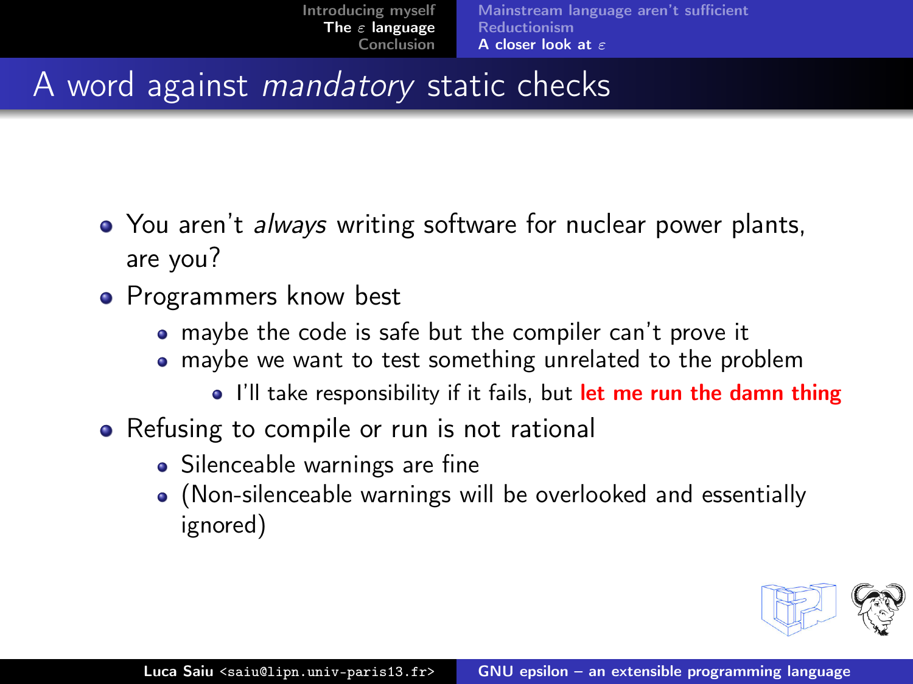# A word against *mandatory* static checks

- You aren't *always* writing software for nuclear power plants, are you?
- Programmers know best
  - maybe the code is safe but the compiler can't prove it
  - maybe we want to test something unrelated to the problem
    - I'll take responsibility if it fails, but **let me run the damn thing**
- Refusing to compile or run is not rational
  - Silenceable warnings are fine
  - (Non-silenceable warnings will be overlooked and essentially ignored)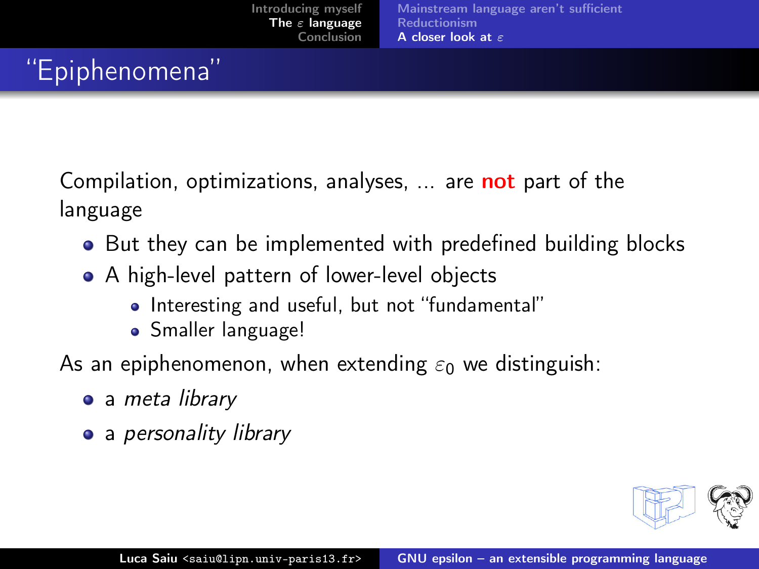# "Epiphenomena"

Compilation, optimizations, analyses, ... are **not** part of the language

- But they can be implemented with predefined building blocks
- A high-level pattern of lower-level objects
  - Interesting and useful, but not "fundamental"
  - Smaller language!

As an epiphenomenon, when extending $\varepsilon_0$ we distinguish:

- a *meta library*
- a *personality library*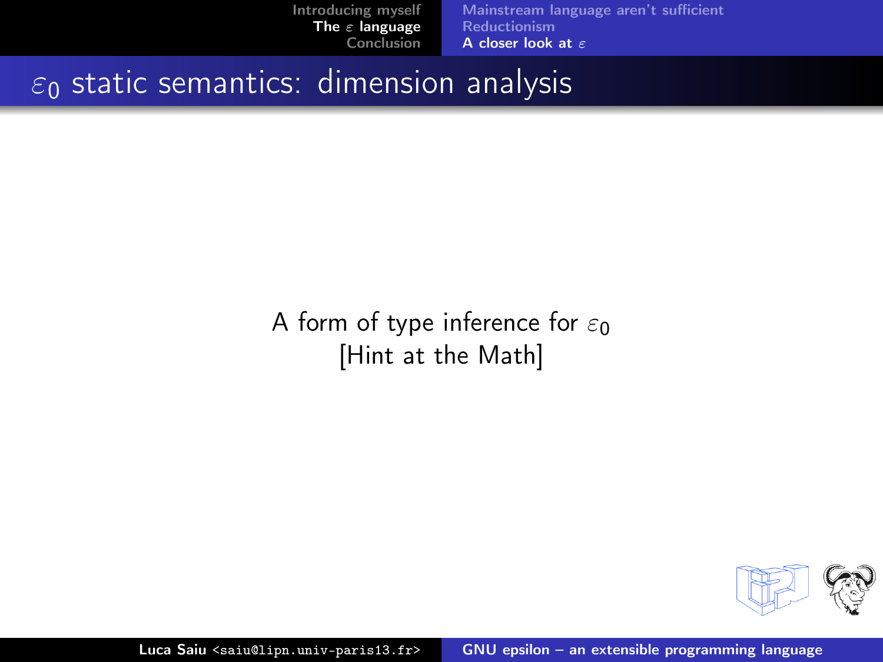# $\varepsilon_0$ static semantics: dimension analysis

A form of type inference for $\varepsilon_0$
[Hint at the Math]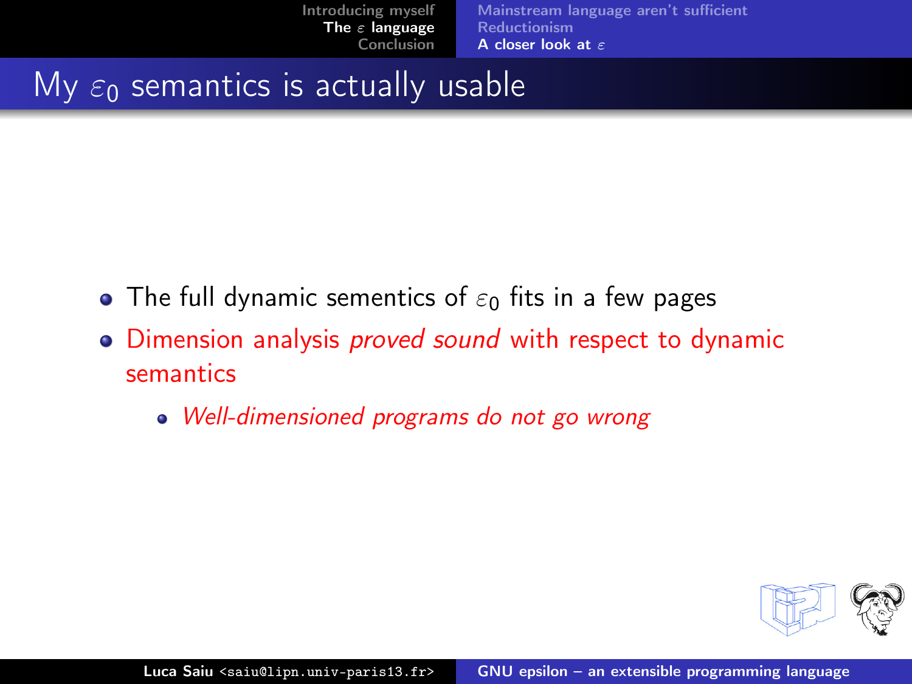# My $\varepsilon_0$ semantics is actually usable

- The full dynamic sementics of $\varepsilon_0$ fits in a few pages
- Dimension analysis *proved sound* with respect to dynamic semantics
  - *Well-dimensioned programs do not go wrong*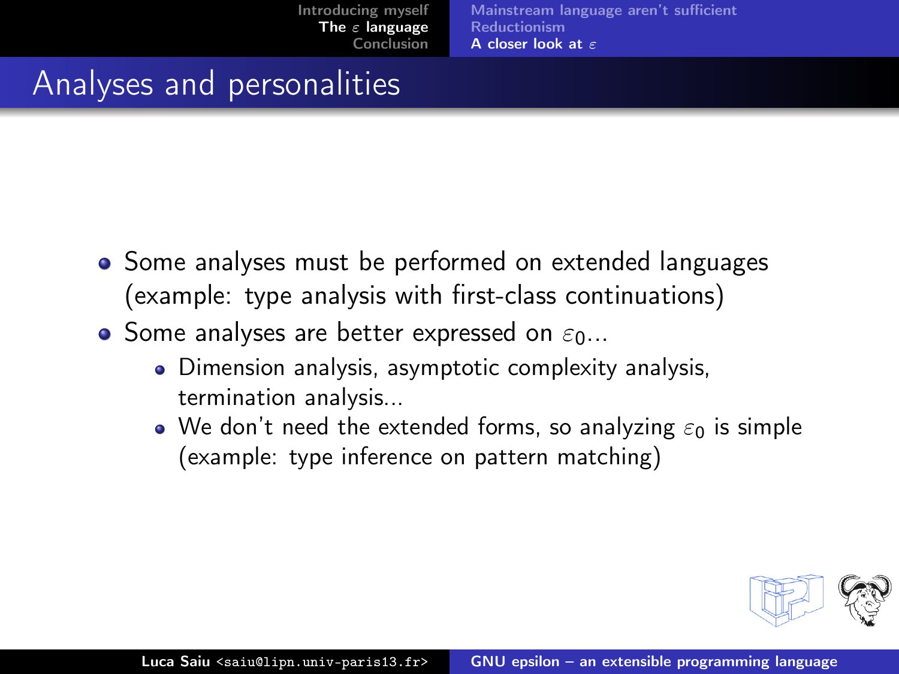## Analyses and personalities

- Some analyses must be performed on extended languages (example: type analysis with first-class continuations)
- Some analyses are better expressed on $\varepsilon_0$...
  - Dimension analysis, asymptotic complexity analysis, termination analysis...
  - We don't need the extended forms, so analyzing $\varepsilon_0$ is simple (example: type inference on pattern matching)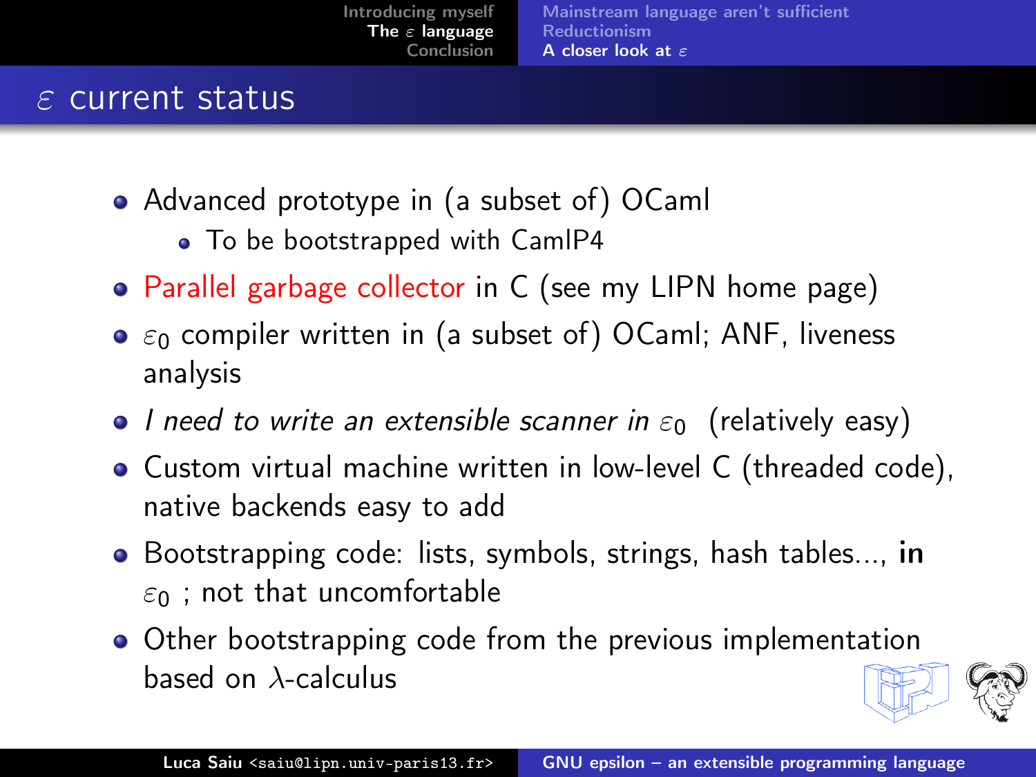# $\varepsilon$ current status

- Advanced prototype in (a subset of) OCaml
  - To be bootstrapped with CamlP4
- Parallel garbage collector in C (see my LIPN home page)
- $\varepsilon_0$ compiler written in (a subset of) OCaml; ANF, liveness analysis
- *I need to write an extensible scanner in* $\varepsilon_0$ (relatively easy)
- Custom virtual machine written in low-level C (threaded code), native backends easy to add
- Bootstrapping code: lists, symbols, strings, hash tables..., **in** $\varepsilon_0$ ; not that uncomfortable
- Other bootstrapping code from the previous implementation based on $\lambda$-calculus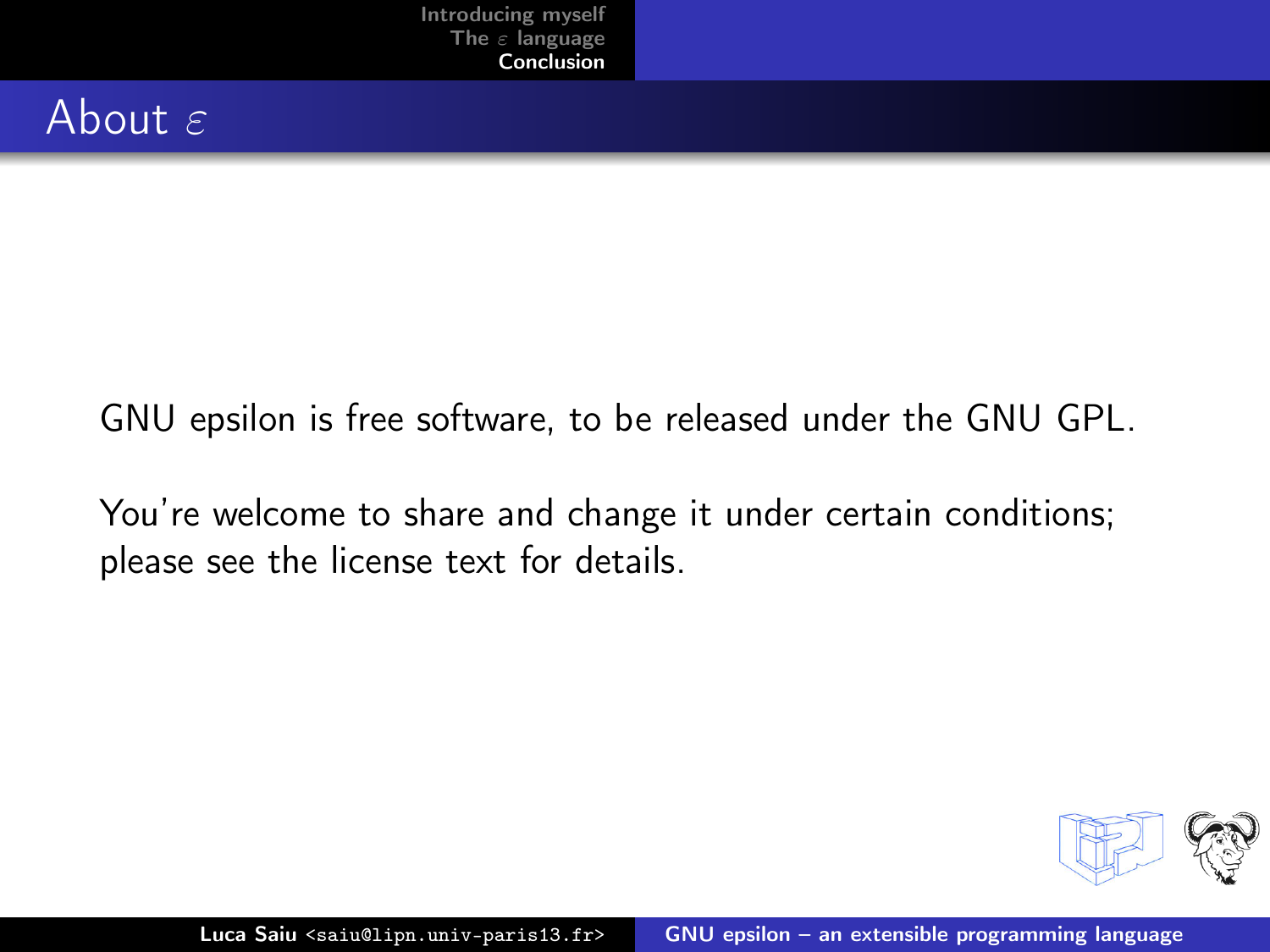# About $\varepsilon$

GNU epsilon is free software, to be released under the GNU GPL.

You're welcome to share and change it under certain conditions; please see the license text for details.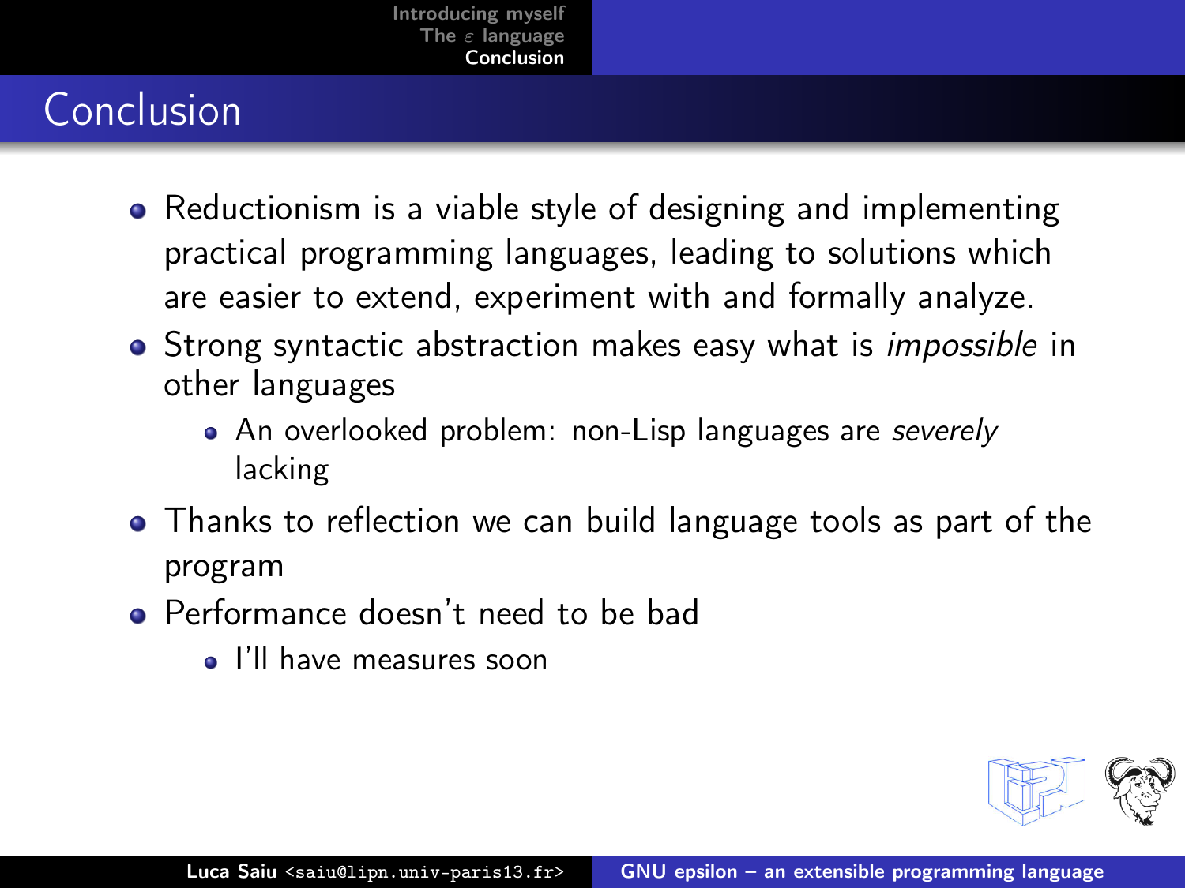# Conclusion

- Reductionism is a viable style of designing and implementing practical programming languages, leading to solutions which are easier to extend, experiment with and formally analyze.
- Strong syntactic abstraction makes easy what is *impossible* in other languages
  - An overlooked problem: non-Lisp languages are *severely* lacking
- Thanks to reflection we can build language tools as part of the program
- Performance doesn't need to be bad
  - I'll have measures soon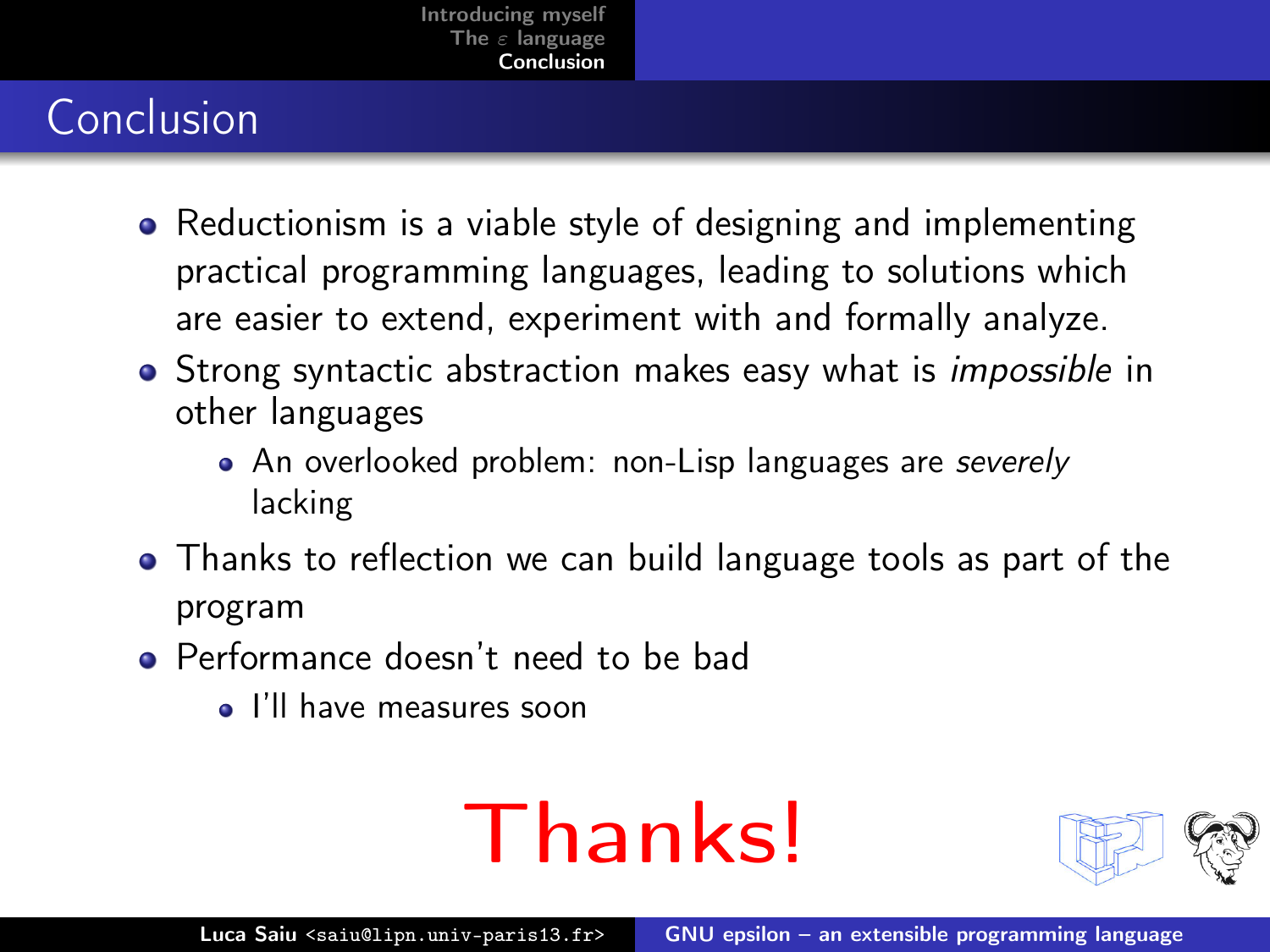## Conclusion

- Reductionism is a viable style of designing and implementing practical programming languages, leading to solutions which are easier to extend, experiment with and formally analyze.
- Strong syntactic abstraction makes easy what is *impossible* in other languages
  - An overlooked problem: non-Lisp languages are *severely* lacking
- Thanks to reflection we can build language tools as part of the program
- Performance doesn't need to be bad
  - I'll have measures soon

# Thanks!